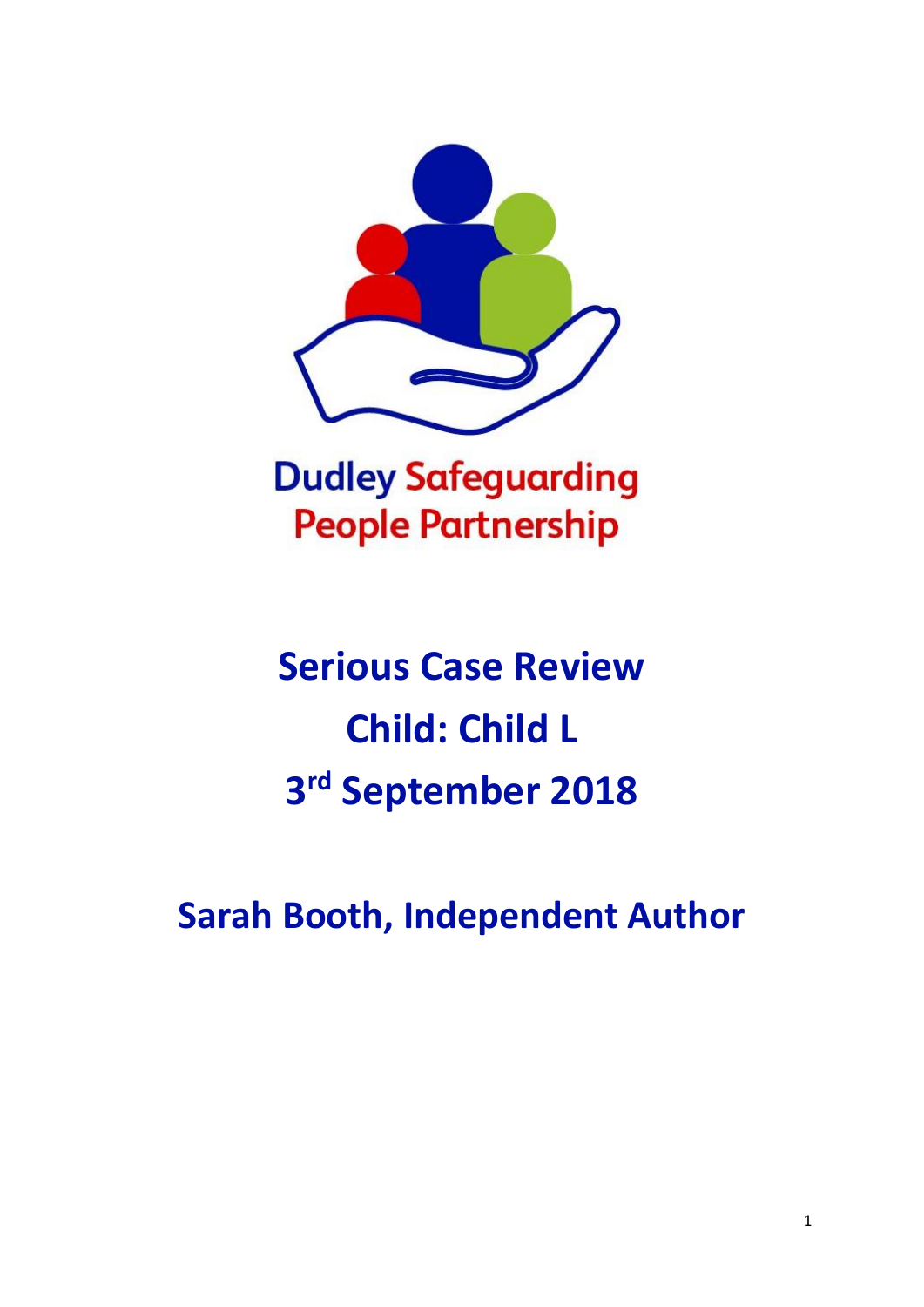Dudley Safeguarding People Partnership

# Serious Case Review

# Child: Child L

# 3rd September 2018

## Sarah Booth, Independent Author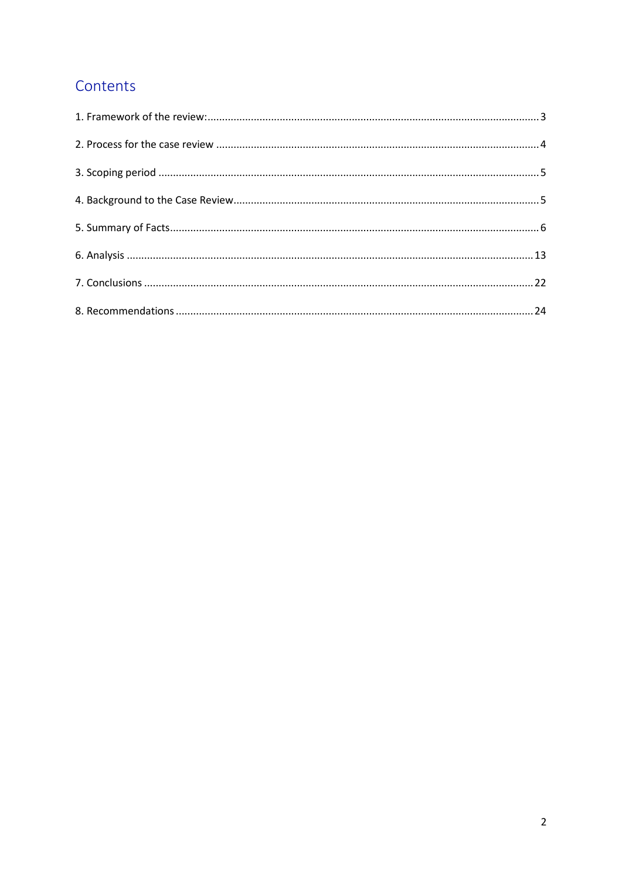# Contents

1. Framework of the review: ..... 3
2. Process for the case review ..... 4
3. Scoping period ..... 5
4. Background to the Case Review ..... 5
5. Summary of Facts ..... 6
6. Analysis ..... 13
7. Conclusions ..... 22
8. Recommendations ..... 24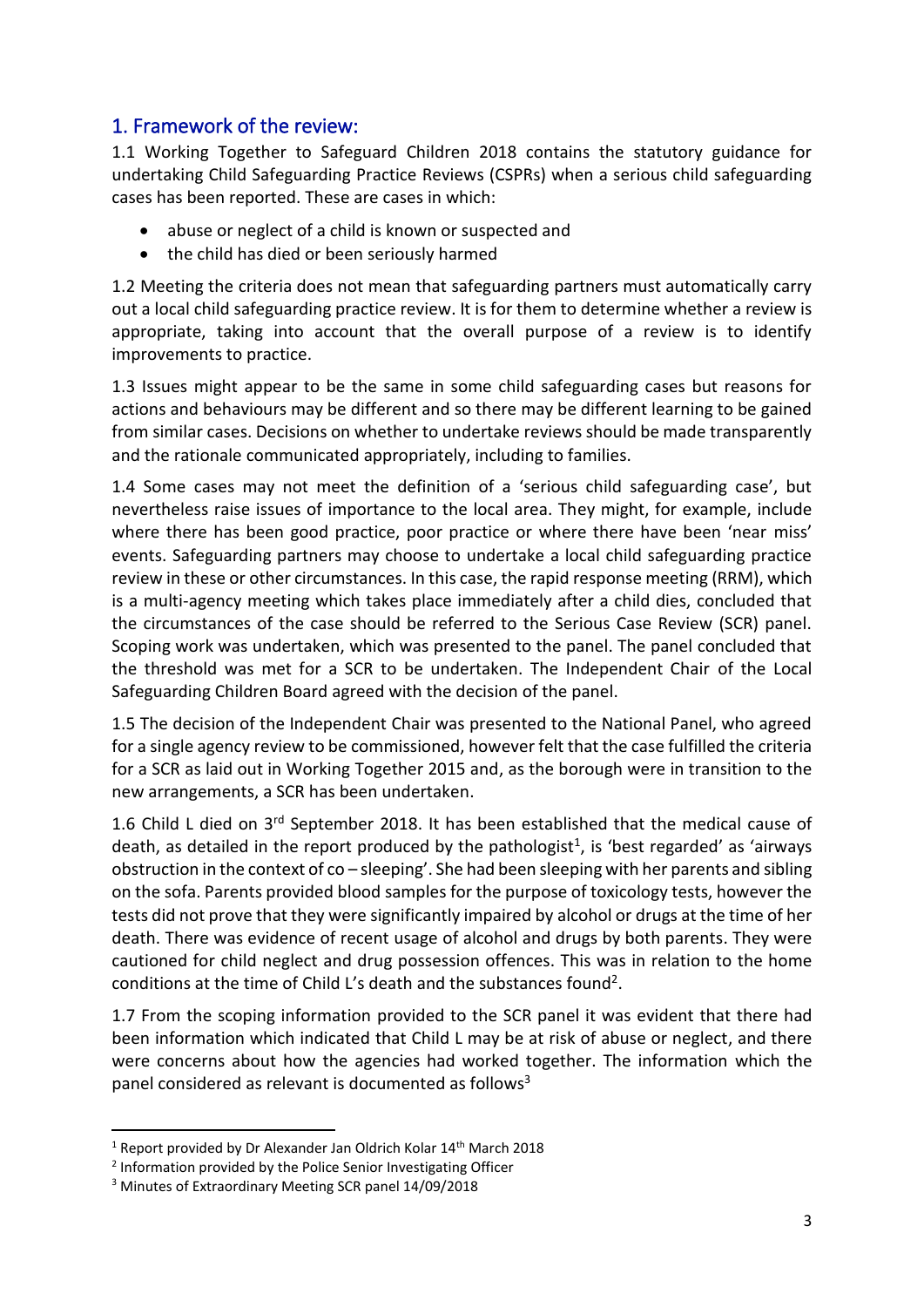## 1. Framework of the review:

1.1 Working Together to Safeguard Children 2018 contains the statutory guidance for undertaking Child Safeguarding Practice Reviews (CSPRs) when a serious child safeguarding cases has been reported. These are cases in which:

- abuse or neglect of a child is known or suspected and
- the child has died or been seriously harmed

1.2 Meeting the criteria does not mean that safeguarding partners must automatically carry out a local child safeguarding practice review. It is for them to determine whether a review is appropriate, taking into account that the overall purpose of a review is to identify improvements to practice.

1.3 Issues might appear to be the same in some child safeguarding cases but reasons for actions and behaviours may be different and so there may be different learning to be gained from similar cases. Decisions on whether to undertake reviews should be made transparently and the rationale communicated appropriately, including to families.

1.4 Some cases may not meet the definition of a 'serious child safeguarding case', but nevertheless raise issues of importance to the local area. They might, for example, include where there has been good practice, poor practice or where there have been 'near miss' events. Safeguarding partners may choose to undertake a local child safeguarding practice review in these or other circumstances. In this case, the rapid response meeting (RRM), which is a multi-agency meeting which takes place immediately after a child dies, concluded that the circumstances of the case should be referred to the Serious Case Review (SCR) panel. Scoping work was undertaken, which was presented to the panel. The panel concluded that the threshold was met for a SCR to be undertaken. The Independent Chair of the Local Safeguarding Children Board agreed with the decision of the panel.

1.5 The decision of the Independent Chair was presented to the National Panel, who agreed for a single agency review to be commissioned, however felt that the case fulfilled the criteria for a SCR as laid out in Working Together 2015 and, as the borough were in transition to the new arrangements, a SCR has been undertaken.

1.6 Child L died on 3rd September 2018. It has been established that the medical cause of death, as detailed in the report produced by the pathologist[1], is 'best regarded' as 'airways obstruction in the context of co – sleeping'. She had been sleeping with her parents and sibling on the sofa. Parents provided blood samples for the purpose of toxicology tests, however the tests did not prove that they were significantly impaired by alcohol or drugs at the time of her death. There was evidence of recent usage of alcohol and drugs by both parents. They were cautioned for child neglect and drug possession offences. This was in relation to the home conditions at the time of Child L's death and the substances found[2].

1.7 From the scoping information provided to the SCR panel it was evident that there had been information which indicated that Child L may be at risk of abuse or neglect, and there were concerns about how the agencies had worked together. The information which the panel considered as relevant is documented as follows[3]

---

[1] Report provided by Dr Alexander Jan Oldrich Kolar 14th March 2018

[2] Information provided by the Police Senior Investigating Officer

[3] Minutes of Extraordinary Meeting SCR panel 14/09/2018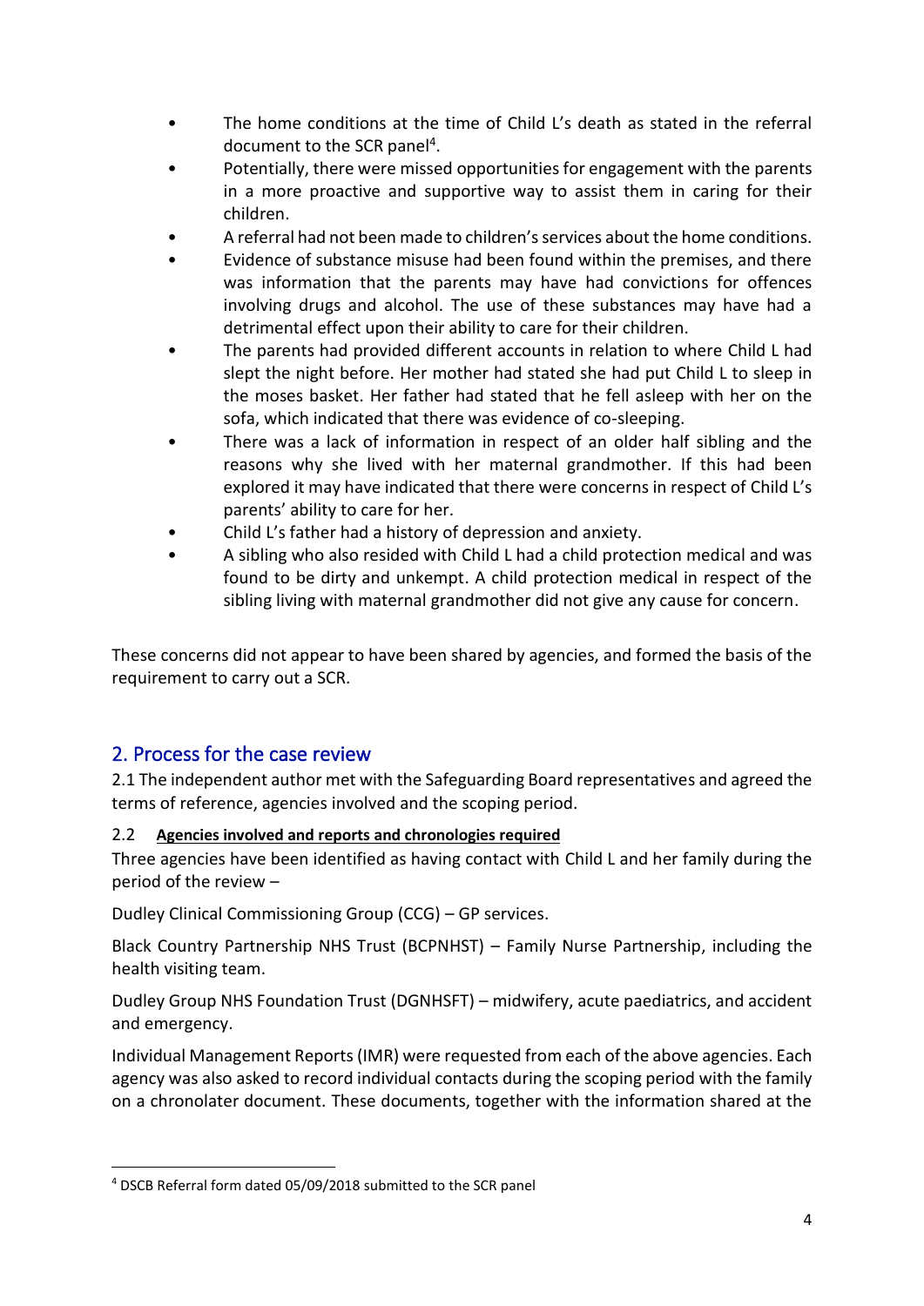- The home conditions at the time of Child L's death as stated in the referral document to the SCR panel[4].
- Potentially, there were missed opportunities for engagement with the parents in a more proactive and supportive way to assist them in caring for their children.
- A referral had not been made to children's services about the home conditions.
- Evidence of substance misuse had been found within the premises, and there was information that the parents may have had convictions for offences involving drugs and alcohol. The use of these substances may have had a detrimental effect upon their ability to care for their children.
- The parents had provided different accounts in relation to where Child L had slept the night before. Her mother had stated she had put Child L to sleep in the moses basket. Her father had stated that he fell asleep with her on the sofa, which indicated that there was evidence of co-sleeping.
- There was a lack of information in respect of an older half sibling and the reasons why she lived with her maternal grandmother. If this had been explored it may have indicated that there were concerns in respect of Child L's parents' ability to care for her.
- Child L's father had a history of depression and anxiety.
- A sibling who also resided with Child L had a child protection medical and was found to be dirty and unkempt. A child protection medical in respect of the sibling living with maternal grandmother did not give any cause for concern.

These concerns did not appear to have been shared by agencies, and formed the basis of the requirement to carry out a SCR.

## 2. Process for the case review

2.1 The independent author met with the Safeguarding Board representatives and agreed the terms of reference, agencies involved and the scoping period.

2.2 **Agencies involved and reports and chronologies required**

Three agencies have been identified as having contact with Child L and her family during the period of the review –

Dudley Clinical Commissioning Group (CCG) – GP services.

Black Country Partnership NHS Trust (BCPNHST) – Family Nurse Partnership, including the health visiting team.

Dudley Group NHS Foundation Trust (DGNHSFT) – midwifery, acute paediatrics, and accident and emergency.

Individual Management Reports (IMR) were requested from each of the above agencies. Each agency was also asked to record individual contacts during the scoping period with the family on a chronolater document. These documents, together with the information shared at the

[4] DSCB Referral form dated 05/09/2018 submitted to the SCR panel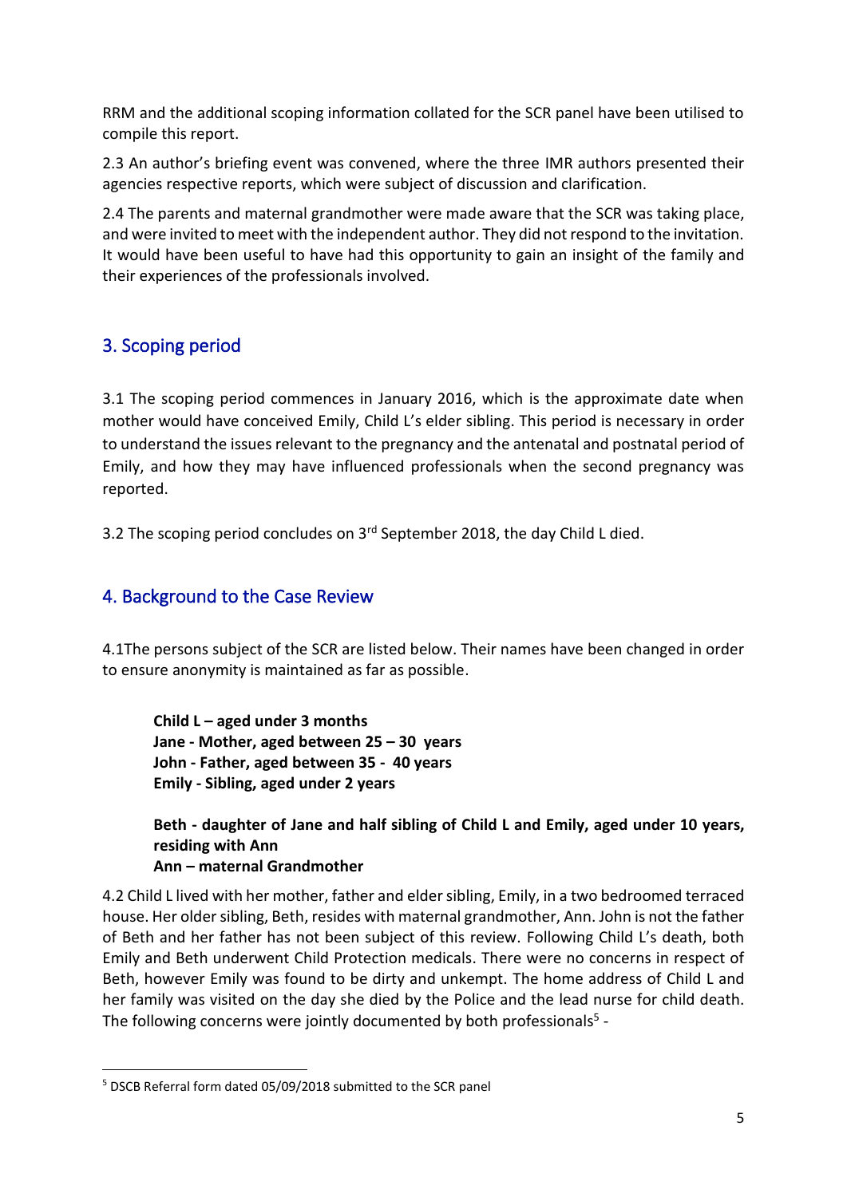RRM and the additional scoping information collated for the SCR panel have been utilised to compile this report.

2.3 An author's briefing event was convened, where the three IMR authors presented their agencies respective reports, which were subject of discussion and clarification.

2.4 The parents and maternal grandmother were made aware that the SCR was taking place, and were invited to meet with the independent author. They did not respond to the invitation. It would have been useful to have had this opportunity to gain an insight of the family and their experiences of the professionals involved.

## 3. Scoping period

3.1 The scoping period commences in January 2016, which is the approximate date when mother would have conceived Emily, Child L's elder sibling. This period is necessary in order to understand the issues relevant to the pregnancy and the antenatal and postnatal period of Emily, and how they may have influenced professionals when the second pregnancy was reported.

3.2 The scoping period concludes on 3rd September 2018, the day Child L died.

## 4. Background to the Case Review

4.1The persons subject of the SCR are listed below. Their names have been changed in order to ensure anonymity is maintained as far as possible.

> **Child L – aged under 3 months**
> **Jane - Mother, aged between 25 – 30 years**
> **John - Father, aged between 35 - 40 years**
> **Emily - Sibling, aged under 2 years**
>
> **Beth - daughter of Jane and half sibling of Child L and Emily, aged under 10 years, residing with Ann**
> **Ann – maternal Grandmother**

4.2 Child L lived with her mother, father and elder sibling, Emily, in a two bedroomed terraced house. Her older sibling, Beth, resides with maternal grandmother, Ann. John is not the father of Beth and her father has not been subject of this review. Following Child L's death, both Emily and Beth underwent Child Protection medicals. There were no concerns in respect of Beth, however Emily was found to be dirty and unkempt. The home address of Child L and her family was visited on the day she died by the Police and the lead nurse for child death. The following concerns were jointly documented by both professionals[5] -

---

[5] DSCB Referral form dated 05/09/2018 submitted to the SCR panel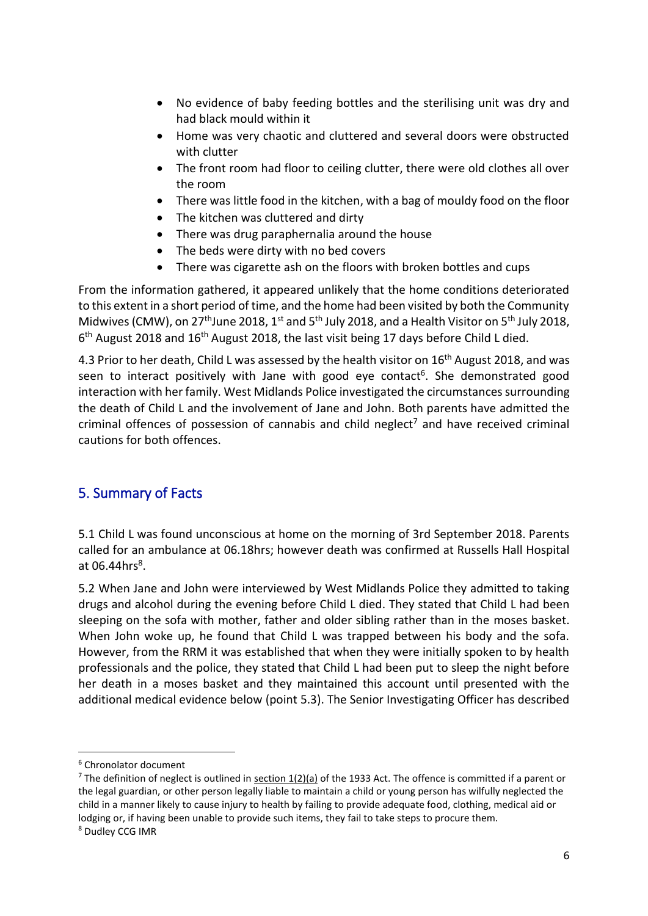- No evidence of baby feeding bottles and the sterilising unit was dry and had black mould within it
- Home was very chaotic and cluttered and several doors were obstructed with clutter
- The front room had floor to ceiling clutter, there were old clothes all over the room
- There was little food in the kitchen, with a bag of mouldy food on the floor
- The kitchen was cluttered and dirty
- There was drug paraphernalia around the house
- The beds were dirty with no bed covers
- There was cigarette ash on the floors with broken bottles and cups

From the information gathered, it appeared unlikely that the home conditions deteriorated to this extent in a short period of time, and the home had been visited by both the Community Midwives (CMW), on 27th June 2018, 1st and 5th July 2018, and a Health Visitor on 5th July 2018, 6th August 2018 and 16th August 2018, the last visit being 17 days before Child L died.

4.3 Prior to her death, Child L was assessed by the health visitor on 16th August 2018, and was seen to interact positively with Jane with good eye contact[6]. She demonstrated good interaction with her family. West Midlands Police investigated the circumstances surrounding the death of Child L and the involvement of Jane and John. Both parents have admitted the criminal offences of possession of cannabis and child neglect[7] and have received criminal cautions for both offences.

## 5. Summary of Facts

5.1 Child L was found unconscious at home on the morning of 3rd September 2018. Parents called for an ambulance at 06.18hrs; however death was confirmed at Russells Hall Hospital at 06.44hrs[8].

5.2 When Jane and John were interviewed by West Midlands Police they admitted to taking drugs and alcohol during the evening before Child L died. They stated that Child L had been sleeping on the sofa with mother, father and older sibling rather than in the moses basket. When John woke up, he found that Child L was trapped between his body and the sofa. However, from the RRM it was established that when they were initially spoken to by health professionals and the police, they stated that Child L had been put to sleep the night before her death in a moses basket and they maintained this account until presented with the additional medical evidence below (point 5.3). The Senior Investigating Officer has described

---

[6] Chronolator document

[7] The definition of neglect is outlined in section 1(2)(a) of the 1933 Act. The offence is committed if a parent or the legal guardian, or other person legally liable to maintain a child or young person has wilfully neglected the child in a manner likely to cause injury to health by failing to provide adequate food, clothing, medical aid or lodging or, if having been unable to provide such items, they fail to take steps to procure them.

[8] Dudley CCG IMR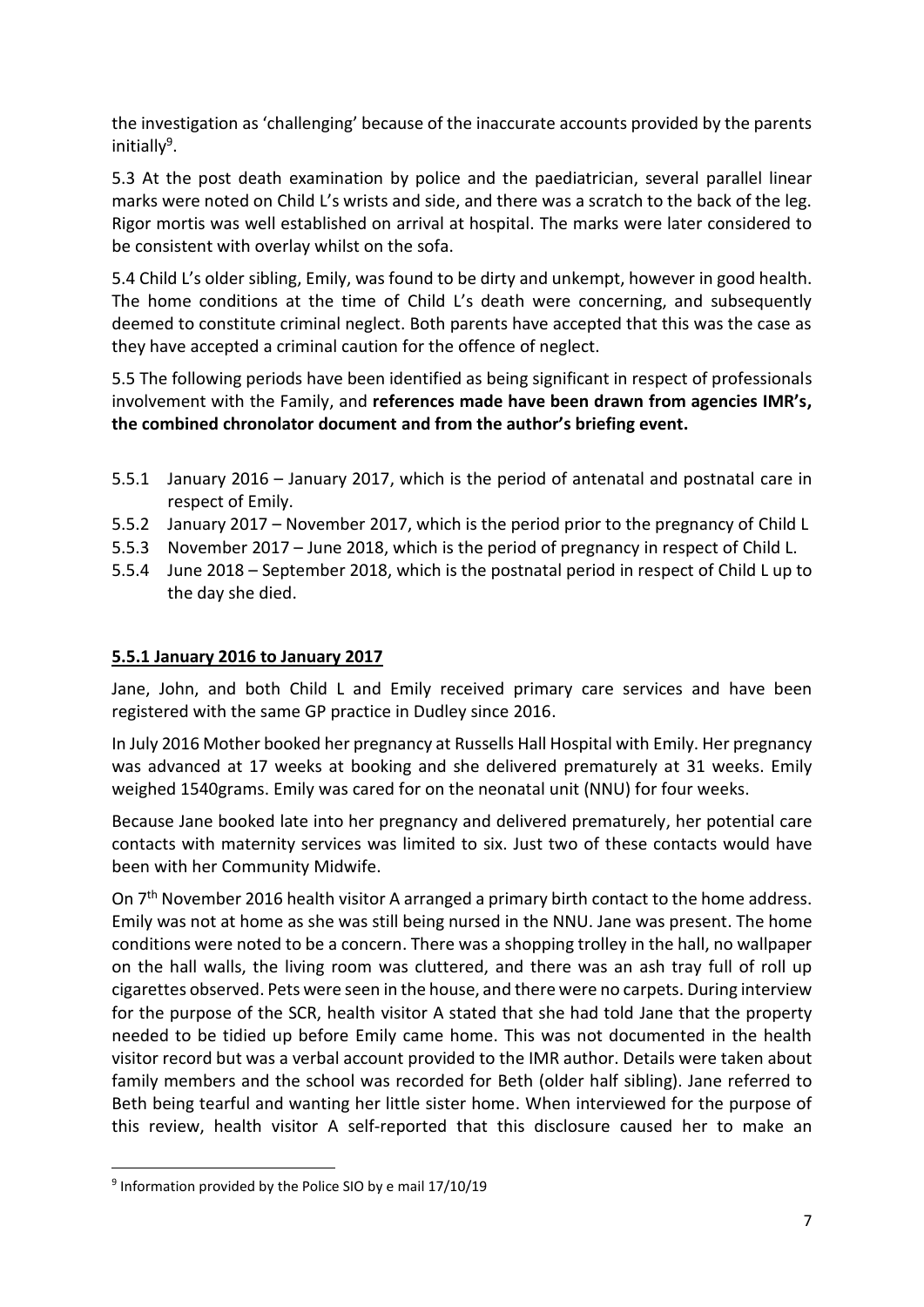the investigation as 'challenging' because of the inaccurate accounts provided by the parents initially[9].

5.3 At the post death examination by police and the paediatrician, several parallel linear marks were noted on Child L's wrists and side, and there was a scratch to the back of the leg. Rigor mortis was well established on arrival at hospital. The marks were later considered to be consistent with overlay whilst on the sofa.

5.4 Child L's older sibling, Emily, was found to be dirty and unkempt, however in good health. The home conditions at the time of Child L's death were concerning, and subsequently deemed to constitute criminal neglect. Both parents have accepted that this was the case as they have accepted a criminal caution for the offence of neglect.

5.5 The following periods have been identified as being significant in respect of professionals involvement with the Family, and **references made have been drawn from agencies IMR's, the combined chronolator document and from the author's briefing event.**

- 5.5.1 January 2016 – January 2017, which is the period of antenatal and postnatal care in respect of Emily.
- 5.5.2 January 2017 – November 2017, which is the period prior to the pregnancy of Child L
- 5.5.3 November 2017 – June 2018, which is the period of pregnancy in respect of Child L.
- 5.5.4 June 2018 – September 2018, which is the postnatal period in respect of Child L up to the day she died.

**5.5.1 January 2016 to January 2017**

Jane, John, and both Child L and Emily received primary care services and have been registered with the same GP practice in Dudley since 2016.

In July 2016 Mother booked her pregnancy at Russells Hall Hospital with Emily. Her pregnancy was advanced at 17 weeks at booking and she delivered prematurely at 31 weeks. Emily weighed 1540grams. Emily was cared for on the neonatal unit (NNU) for four weeks.

Because Jane booked late into her pregnancy and delivered prematurely, her potential care contacts with maternity services was limited to six. Just two of these contacts would have been with her Community Midwife.

On 7th November 2016 health visitor A arranged a primary birth contact to the home address. Emily was not at home as she was still being nursed in the NNU. Jane was present. The home conditions were noted to be a concern. There was a shopping trolley in the hall, no wallpaper on the hall walls, the living room was cluttered, and there was an ash tray full of roll up cigarettes observed. Pets were seen in the house, and there were no carpets. During interview for the purpose of the SCR, health visitor A stated that she had told Jane that the property needed to be tidied up before Emily came home. This was not documented in the health visitor record but was a verbal account provided to the IMR author. Details were taken about family members and the school was recorded for Beth (older half sibling). Jane referred to Beth being tearful and wanting her little sister home. When interviewed for the purpose of this review, health visitor A self-reported that this disclosure caused her to make an

[9] Information provided by the Police SIO by e mail 17/10/19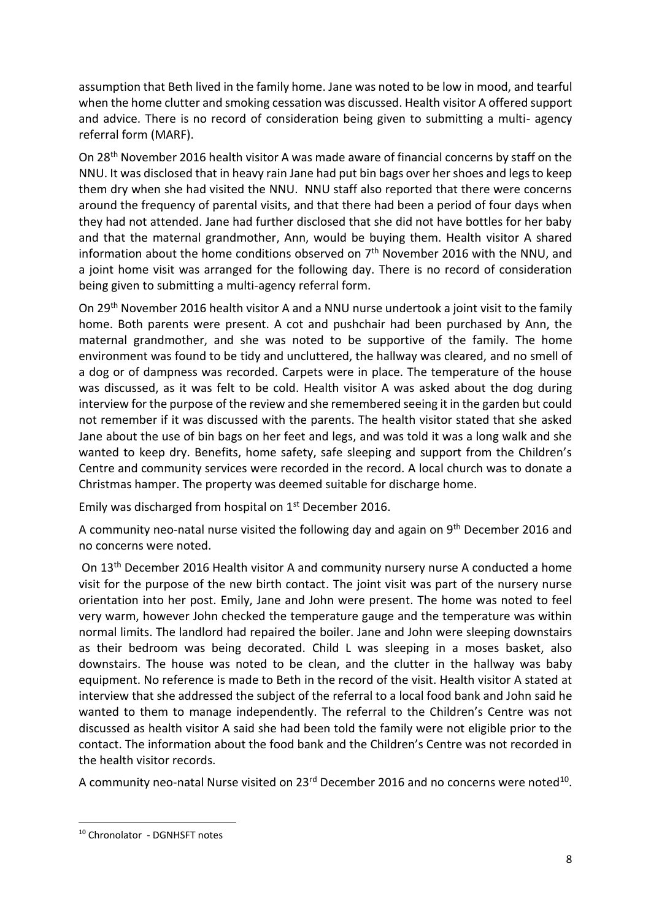assumption that Beth lived in the family home. Jane was noted to be low in mood, and tearful when the home clutter and smoking cessation was discussed. Health visitor A offered support and advice. There is no record of consideration being given to submitting a multi- agency referral form (MARF).

On 28th November 2016 health visitor A was made aware of financial concerns by staff on the NNU. It was disclosed that in heavy rain Jane had put bin bags over her shoes and legs to keep them dry when she had visited the NNU. NNU staff also reported that there were concerns around the frequency of parental visits, and that there had been a period of four days when they had not attended. Jane had further disclosed that she did not have bottles for her baby and that the maternal grandmother, Ann, would be buying them. Health visitor A shared information about the home conditions observed on 7th November 2016 with the NNU, and a joint home visit was arranged for the following day. There is no record of consideration being given to submitting a multi-agency referral form.

On 29th November 2016 health visitor A and a NNU nurse undertook a joint visit to the family home. Both parents were present. A cot and pushchair had been purchased by Ann, the maternal grandmother, and she was noted to be supportive of the family. The home environment was found to be tidy and uncluttered, the hallway was cleared, and no smell of a dog or of dampness was recorded. Carpets were in place. The temperature of the house was discussed, as it was felt to be cold. Health visitor A was asked about the dog during interview for the purpose of the review and she remembered seeing it in the garden but could not remember if it was discussed with the parents. The health visitor stated that she asked Jane about the use of bin bags on her feet and legs, and was told it was a long walk and she wanted to keep dry. Benefits, home safety, safe sleeping and support from the Children's Centre and community services were recorded in the record. A local church was to donate a Christmas hamper. The property was deemed suitable for discharge home.

Emily was discharged from hospital on 1st December 2016.

A community neo-natal nurse visited the following day and again on 9th December 2016 and no concerns were noted.

On 13th December 2016 Health visitor A and community nursery nurse A conducted a home visit for the purpose of the new birth contact. The joint visit was part of the nursery nurse orientation into her post. Emily, Jane and John were present. The home was noted to feel very warm, however John checked the temperature gauge and the temperature was within normal limits. The landlord had repaired the boiler. Jane and John were sleeping downstairs as their bedroom was being decorated. Child L was sleeping in a moses basket, also downstairs. The house was noted to be clean, and the clutter in the hallway was baby equipment. No reference is made to Beth in the record of the visit. Health visitor A stated at interview that she addressed the subject of the referral to a local food bank and John said he wanted to them to manage independently. The referral to the Children's Centre was not discussed as health visitor A said she had been told the family were not eligible prior to the contact. The information about the food bank and the Children's Centre was not recorded in the health visitor records.

A community neo-natal Nurse visited on 23rd December 2016 and no concerns were noted[10].

[10] Chronolator - DGNHSFT notes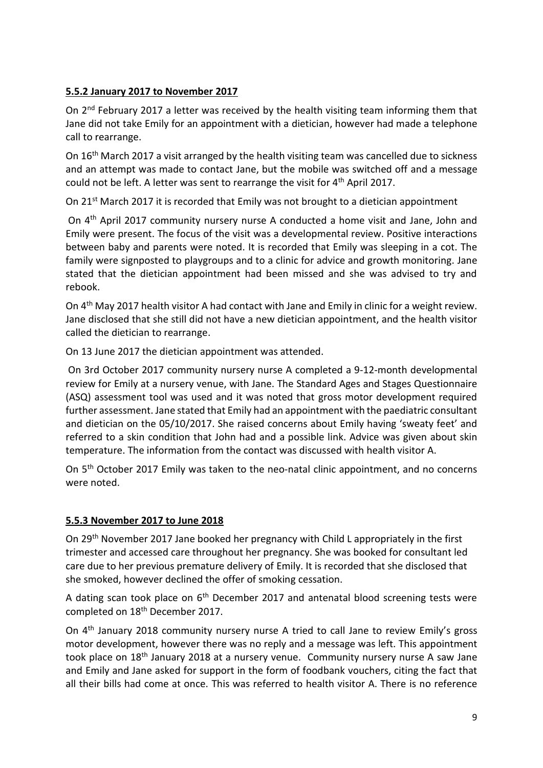**5.5.2 January 2017 to November 2017**

On 2nd February 2017 a letter was received by the health visiting team informing them that Jane did not take Emily for an appointment with a dietician, however had made a telephone call to rearrange.

On 16th March 2017 a visit arranged by the health visiting team was cancelled due to sickness and an attempt was made to contact Jane, but the mobile was switched off and a message could not be left. A letter was sent to rearrange the visit for 4th April 2017.

On 21st March 2017 it is recorded that Emily was not brought to a dietician appointment

On 4th April 2017 community nursery nurse A conducted a home visit and Jane, John and Emily were present. The focus of the visit was a developmental review. Positive interactions between baby and parents were noted. It is recorded that Emily was sleeping in a cot. The family were signposted to playgroups and to a clinic for advice and growth monitoring. Jane stated that the dietician appointment had been missed and she was advised to try and rebook.

On 4th May 2017 health visitor A had contact with Jane and Emily in clinic for a weight review. Jane disclosed that she still did not have a new dietician appointment, and the health visitor called the dietician to rearrange.

On 13 June 2017 the dietician appointment was attended.

On 3rd October 2017 community nursery nurse A completed a 9-12-month developmental review for Emily at a nursery venue, with Jane. The Standard Ages and Stages Questionnaire (ASQ) assessment tool was used and it was noted that gross motor development required further assessment. Jane stated that Emily had an appointment with the paediatric consultant and dietician on the 05/10/2017. She raised concerns about Emily having 'sweaty feet' and referred to a skin condition that John had and a possible link. Advice was given about skin temperature. The information from the contact was discussed with health visitor A.

On 5th October 2017 Emily was taken to the neo-natal clinic appointment, and no concerns were noted.

**5.5.3 November 2017 to June 2018**

On 29th November 2017 Jane booked her pregnancy with Child L appropriately in the first trimester and accessed care throughout her pregnancy. She was booked for consultant led care due to her previous premature delivery of Emily. It is recorded that she disclosed that she smoked, however declined the offer of smoking cessation.

A dating scan took place on 6th December 2017 and antenatal blood screening tests were completed on 18th December 2017.

On 4th January 2018 community nursery nurse A tried to call Jane to review Emily's gross motor development, however there was no reply and a message was left. This appointment took place on 18th January 2018 at a nursery venue. Community nursery nurse A saw Jane and Emily and Jane asked for support in the form of foodbank vouchers, citing the fact that all their bills had come at once. This was referred to health visitor A. There is no reference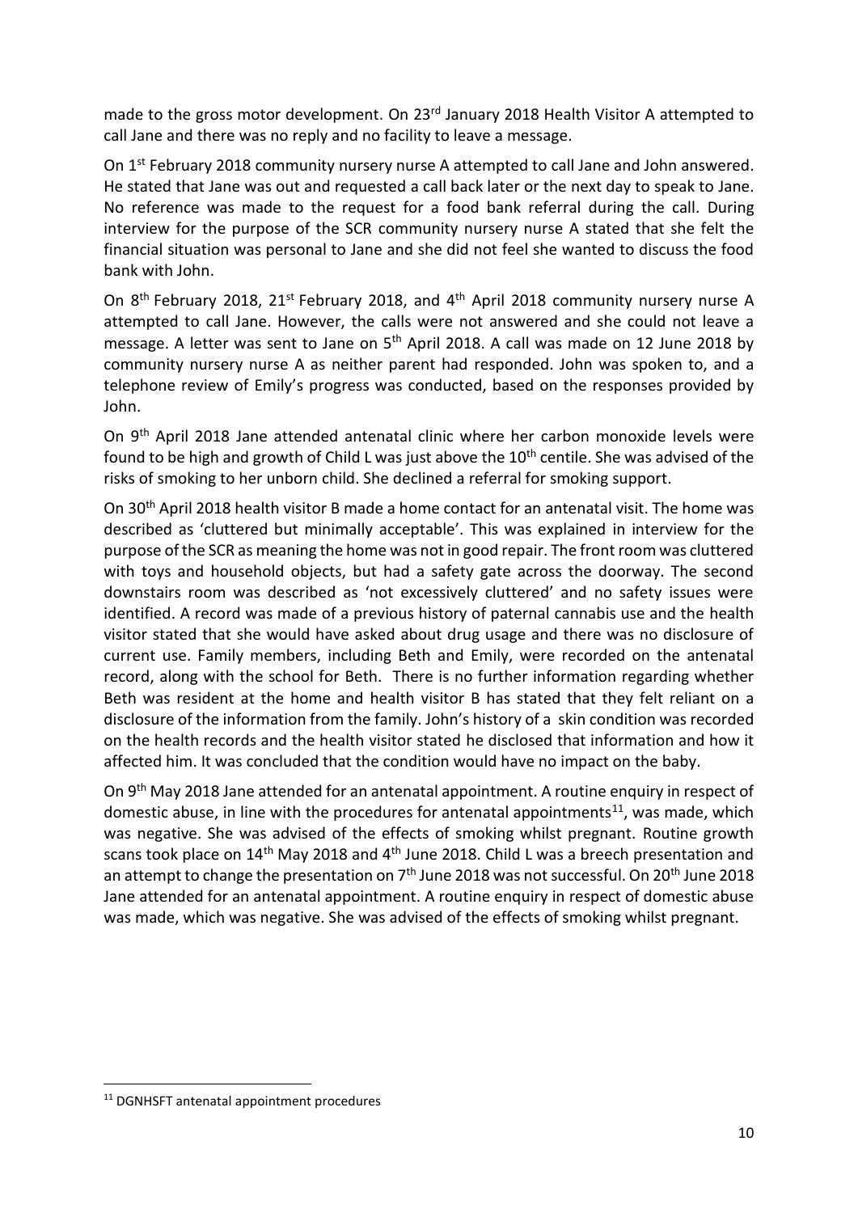made to the gross motor development. On 23rd January 2018 Health Visitor A attempted to call Jane and there was no reply and no facility to leave a message.

On 1st February 2018 community nursery nurse A attempted to call Jane and John answered. He stated that Jane was out and requested a call back later or the next day to speak to Jane. No reference was made to the request for a food bank referral during the call. During interview for the purpose of the SCR community nursery nurse A stated that she felt the financial situation was personal to Jane and she did not feel she wanted to discuss the food bank with John.

On 8th February 2018, 21st February 2018, and 4th April 2018 community nursery nurse A attempted to call Jane. However, the calls were not answered and she could not leave a message. A letter was sent to Jane on 5th April 2018. A call was made on 12 June 2018 by community nursery nurse A as neither parent had responded. John was spoken to, and a telephone review of Emily's progress was conducted, based on the responses provided by John.

On 9th April 2018 Jane attended antenatal clinic where her carbon monoxide levels were found to be high and growth of Child L was just above the 10th centile. She was advised of the risks of smoking to her unborn child. She declined a referral for smoking support.

On 30th April 2018 health visitor B made a home contact for an antenatal visit. The home was described as 'cluttered but minimally acceptable'. This was explained in interview for the purpose of the SCR as meaning the home was not in good repair. The front room was cluttered with toys and household objects, but had a safety gate across the doorway. The second downstairs room was described as 'not excessively cluttered' and no safety issues were identified. A record was made of a previous history of paternal cannabis use and the health visitor stated that she would have asked about drug usage and there was no disclosure of current use. Family members, including Beth and Emily, were recorded on the antenatal record, along with the school for Beth. There is no further information regarding whether Beth was resident at the home and health visitor B has stated that they felt reliant on a disclosure of the information from the family. John's history of a skin condition was recorded on the health records and the health visitor stated he disclosed that information and how it affected him. It was concluded that the condition would have no impact on the baby.

On 9th May 2018 Jane attended for an antenatal appointment. A routine enquiry in respect of domestic abuse, in line with the procedures for antenatal appointments[11], was made, which was negative. She was advised of the effects of smoking whilst pregnant. Routine growth scans took place on 14th May 2018 and 4th June 2018. Child L was a breech presentation and an attempt to change the presentation on 7th June 2018 was not successful. On 20th June 2018 Jane attended for an antenatal appointment. A routine enquiry in respect of domestic abuse was made, which was negative. She was advised of the effects of smoking whilst pregnant.

---

[11] DGNHSFT antenatal appointment procedures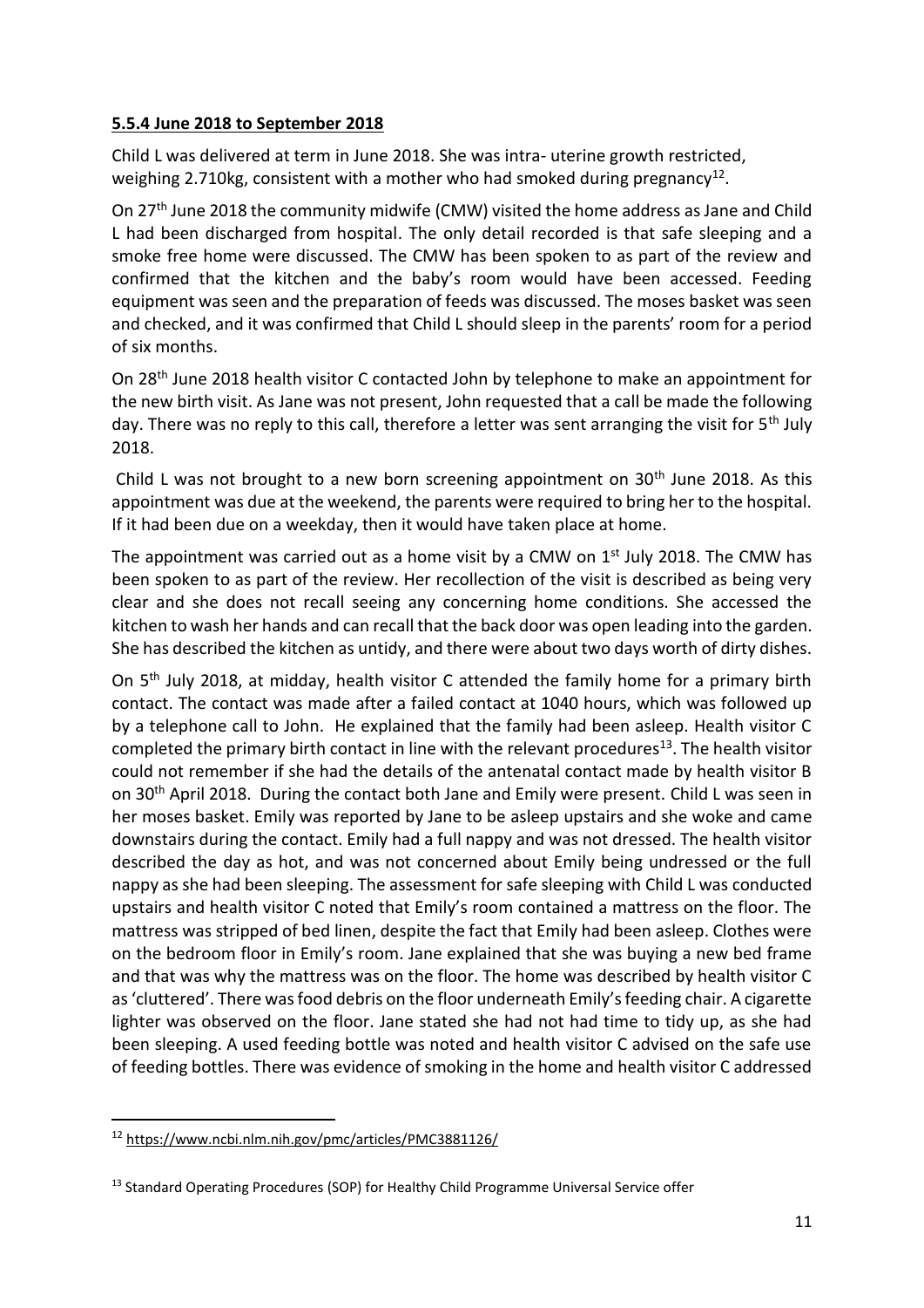**5.5.4 June 2018 to September 2018**

Child L was delivered at term in June 2018. She was intra- uterine growth restricted, weighing 2.710kg, consistent with a mother who had smoked during pregnancy[12].

On 27th June 2018 the community midwife (CMW) visited the home address as Jane and Child L had been discharged from hospital. The only detail recorded is that safe sleeping and a smoke free home were discussed. The CMW has been spoken to as part of the review and confirmed that the kitchen and the baby's room would have been accessed. Feeding equipment was seen and the preparation of feeds was discussed. The moses basket was seen and checked, and it was confirmed that Child L should sleep in the parents' room for a period of six months.

On 28th June 2018 health visitor C contacted John by telephone to make an appointment for the new birth visit. As Jane was not present, John requested that a call be made the following day. There was no reply to this call, therefore a letter was sent arranging the visit for 5th July 2018.

Child L was not brought to a new born screening appointment on 30th June 2018. As this appointment was due at the weekend, the parents were required to bring her to the hospital. If it had been due on a weekday, then it would have taken place at home.

The appointment was carried out as a home visit by a CMW on 1st July 2018. The CMW has been spoken to as part of the review. Her recollection of the visit is described as being very clear and she does not recall seeing any concerning home conditions. She accessed the kitchen to wash her hands and can recall that the back door was open leading into the garden. She has described the kitchen as untidy, and there were about two days worth of dirty dishes.

On 5th July 2018, at midday, health visitor C attended the family home for a primary birth contact. The contact was made after a failed contact at 1040 hours, which was followed up by a telephone call to John. He explained that the family had been asleep. Health visitor C completed the primary birth contact in line with the relevant procedures[13]. The health visitor could not remember if she had the details of the antenatal contact made by health visitor B on 30th April 2018. During the contact both Jane and Emily were present. Child L was seen in her moses basket. Emily was reported by Jane to be asleep upstairs and she woke and came downstairs during the contact. Emily had a full nappy and was not dressed. The health visitor described the day as hot, and was not concerned about Emily being undressed or the full nappy as she had been sleeping. The assessment for safe sleeping with Child L was conducted upstairs and health visitor C noted that Emily's room contained a mattress on the floor. The mattress was stripped of bed linen, despite the fact that Emily had been asleep. Clothes were on the bedroom floor in Emily's room. Jane explained that she was buying a new bed frame and that was why the mattress was on the floor. The home was described by health visitor C as 'cluttered'. There was food debris on the floor underneath Emily's feeding chair. A cigarette lighter was observed on the floor. Jane stated she had not had time to tidy up, as she had been sleeping. A used feeding bottle was noted and health visitor C advised on the safe use of feeding bottles. There was evidence of smoking in the home and health visitor C addressed

---

[12] https://www.ncbi.nlm.nih.gov/pmc/articles/PMC3881126/

[13] Standard Operating Procedures (SOP) for Healthy Child Programme Universal Service offer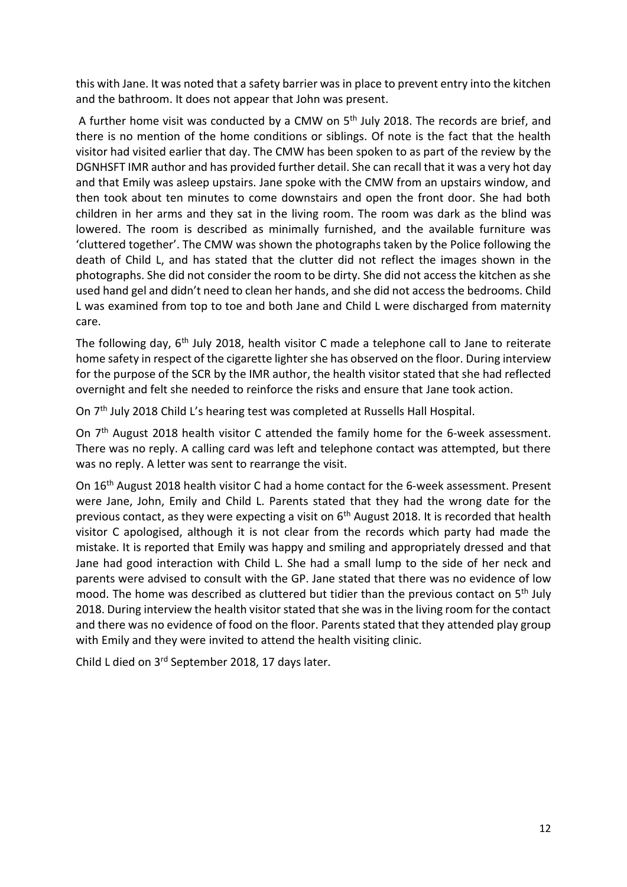this with Jane. It was noted that a safety barrier was in place to prevent entry into the kitchen and the bathroom. It does not appear that John was present.

A further home visit was conducted by a CMW on 5th July 2018. The records are brief, and there is no mention of the home conditions or siblings. Of note is the fact that the health visitor had visited earlier that day. The CMW has been spoken to as part of the review by the DGNHSFT IMR author and has provided further detail. She can recall that it was a very hot day and that Emily was asleep upstairs. Jane spoke with the CMW from an upstairs window, and then took about ten minutes to come downstairs and open the front door. She had both children in her arms and they sat in the living room. The room was dark as the blind was lowered. The room is described as minimally furnished, and the available furniture was 'cluttered together'. The CMW was shown the photographs taken by the Police following the death of Child L, and has stated that the clutter did not reflect the images shown in the photographs. She did not consider the room to be dirty. She did not access the kitchen as she used hand gel and didn't need to clean her hands, and she did not access the bedrooms. Child L was examined from top to toe and both Jane and Child L were discharged from maternity care.

The following day, 6th July 2018, health visitor C made a telephone call to Jane to reiterate home safety in respect of the cigarette lighter she has observed on the floor. During interview for the purpose of the SCR by the IMR author, the health visitor stated that she had reflected overnight and felt she needed to reinforce the risks and ensure that Jane took action.

On 7th July 2018 Child L's hearing test was completed at Russells Hall Hospital.

On 7th August 2018 health visitor C attended the family home for the 6-week assessment. There was no reply. A calling card was left and telephone contact was attempted, but there was no reply. A letter was sent to rearrange the visit.

On 16th August 2018 health visitor C had a home contact for the 6-week assessment. Present were Jane, John, Emily and Child L. Parents stated that they had the wrong date for the previous contact, as they were expecting a visit on 6th August 2018. It is recorded that health visitor C apologised, although it is not clear from the records which party had made the mistake. It is reported that Emily was happy and smiling and appropriately dressed and that Jane had good interaction with Child L. She had a small lump to the side of her neck and parents were advised to consult with the GP. Jane stated that there was no evidence of low mood. The home was described as cluttered but tidier than the previous contact on 5th July 2018. During interview the health visitor stated that she was in the living room for the contact and there was no evidence of food on the floor. Parents stated that they attended play group with Emily and they were invited to attend the health visiting clinic.

Child L died on 3rd September 2018, 17 days later.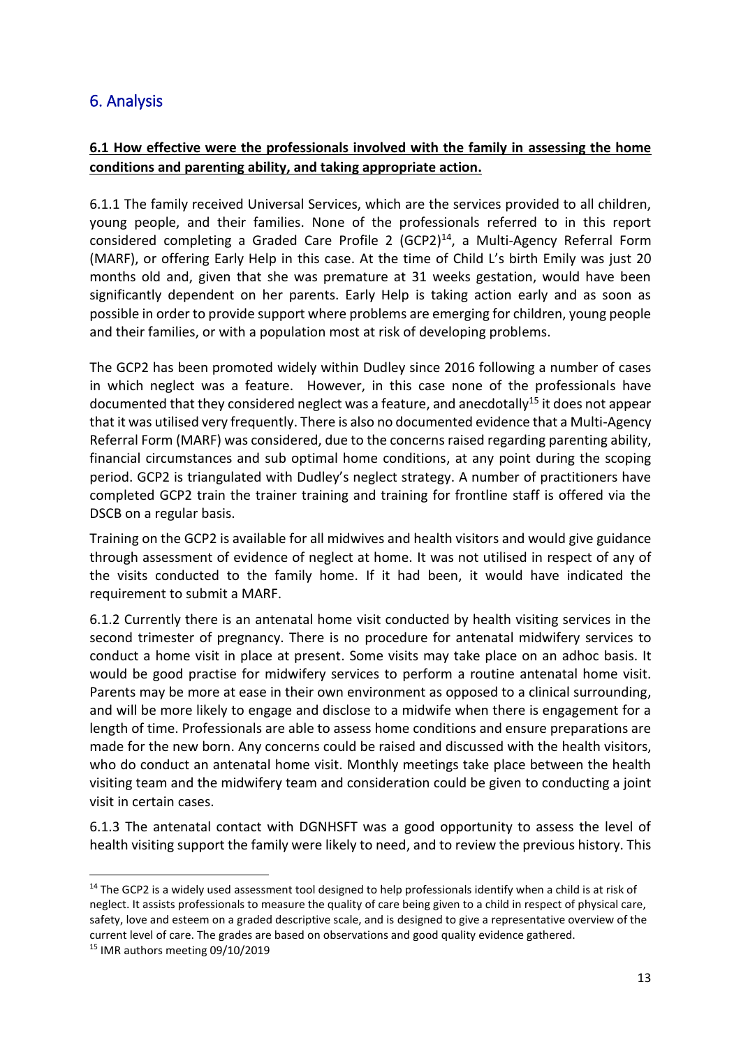## 6. Analysis

**6.1 How effective were the professionals involved with the family in assessing the home conditions and parenting ability, and taking appropriate action.**

6.1.1 The family received Universal Services, which are the services provided to all children, young people, and their families. None of the professionals referred to in this report considered completing a Graded Care Profile 2 (GCP2)[14], a Multi-Agency Referral Form (MARF), or offering Early Help in this case. At the time of Child L's birth Emily was just 20 months old and, given that she was premature at 31 weeks gestation, would have been significantly dependent on her parents. Early Help is taking action early and as soon as possible in order to provide support where problems are emerging for children, young people and their families, or with a population most at risk of developing problems.

The GCP2 has been promoted widely within Dudley since 2016 following a number of cases in which neglect was a feature. However, in this case none of the professionals have documented that they considered neglect was a feature, and anecdotally[15] it does not appear that it was utilised very frequently. There is also no documented evidence that a Multi-Agency Referral Form (MARF) was considered, due to the concerns raised regarding parenting ability, financial circumstances and sub optimal home conditions, at any point during the scoping period. GCP2 is triangulated with Dudley's neglect strategy. A number of practitioners have completed GCP2 train the trainer training and training for frontline staff is offered via the DSCB on a regular basis.

Training on the GCP2 is available for all midwives and health visitors and would give guidance through assessment of evidence of neglect at home. It was not utilised in respect of any of the visits conducted to the family home. If it had been, it would have indicated the requirement to submit a MARF.

6.1.2 Currently there is an antenatal home visit conducted by health visiting services in the second trimester of pregnancy. There is no procedure for antenatal midwifery services to conduct a home visit in place at present. Some visits may take place on an adhoc basis. It would be good practise for midwifery services to perform a routine antenatal home visit. Parents may be more at ease in their own environment as opposed to a clinical surrounding, and will be more likely to engage and disclose to a midwife when there is engagement for a length of time. Professionals are able to assess home conditions and ensure preparations are made for the new born. Any concerns could be raised and discussed with the health visitors, who do conduct an antenatal home visit. Monthly meetings take place between the health visiting team and the midwifery team and consideration could be given to conducting a joint visit in certain cases.

6.1.3 The antenatal contact with DGNHSFT was a good opportunity to assess the level of health visiting support the family were likely to need, and to review the previous history. This

---

[14] The GCP2 is a widely used assessment tool designed to help professionals identify when a child is at risk of neglect. It assists professionals to measure the quality of care being given to a child in respect of physical care, safety, love and esteem on a graded descriptive scale, and is designed to give a representative overview of the current level of care. The grades are based on observations and good quality evidence gathered.

[15] IMR authors meeting 09/10/2019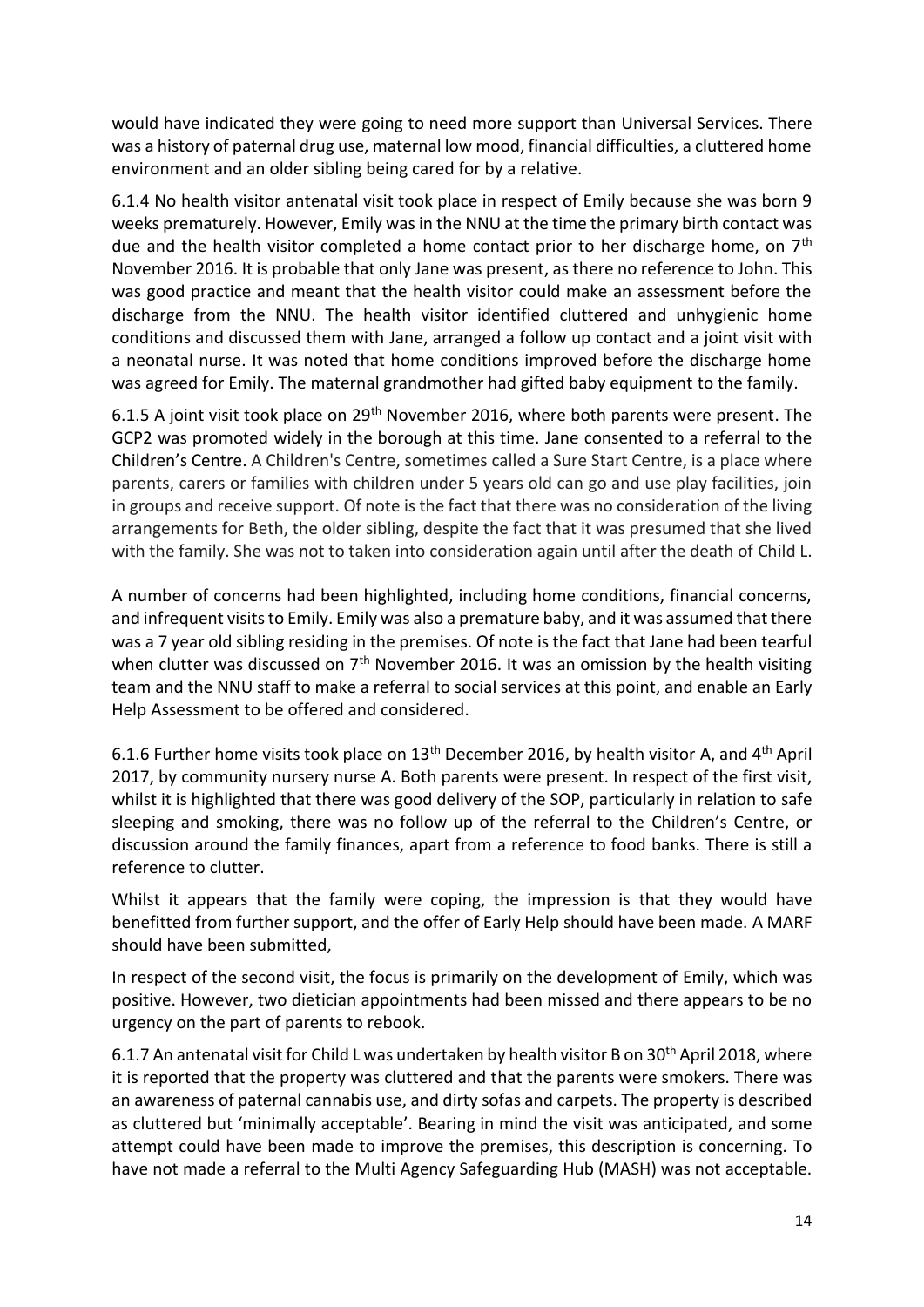would have indicated they were going to need more support than Universal Services. There was a history of paternal drug use, maternal low mood, financial difficulties, a cluttered home environment and an older sibling being cared for by a relative.

6.1.4 No health visitor antenatal visit took place in respect of Emily because she was born 9 weeks prematurely. However, Emily was in the NNU at the time the primary birth contact was due and the health visitor completed a home contact prior to her discharge home, on 7th November 2016. It is probable that only Jane was present, as there no reference to John. This was good practice and meant that the health visitor could make an assessment before the discharge from the NNU. The health visitor identified cluttered and unhygienic home conditions and discussed them with Jane, arranged a follow up contact and a joint visit with a neonatal nurse. It was noted that home conditions improved before the discharge home was agreed for Emily. The maternal grandmother had gifted baby equipment to the family.

6.1.5 A joint visit took place on 29th November 2016, where both parents were present. The GCP2 was promoted widely in the borough at this time. Jane consented to a referral to the Children's Centre. A Children's Centre, sometimes called a Sure Start Centre, is a place where parents, carers or families with children under 5 years old can go and use play facilities, join in groups and receive support. Of note is the fact that there was no consideration of the living arrangements for Beth, the older sibling, despite the fact that it was presumed that she lived with the family. She was not to taken into consideration again until after the death of Child L.

A number of concerns had been highlighted, including home conditions, financial concerns, and infrequent visits to Emily. Emily was also a premature baby, and it was assumed that there was a 7 year old sibling residing in the premises. Of note is the fact that Jane had been tearful when clutter was discussed on 7th November 2016. It was an omission by the health visiting team and the NNU staff to make a referral to social services at this point, and enable an Early Help Assessment to be offered and considered.

6.1.6 Further home visits took place on 13th December 2016, by health visitor A, and 4th April 2017, by community nursery nurse A. Both parents were present. In respect of the first visit, whilst it is highlighted that there was good delivery of the SOP, particularly in relation to safe sleeping and smoking, there was no follow up of the referral to the Children's Centre, or discussion around the family finances, apart from a reference to food banks. There is still a reference to clutter.

Whilst it appears that the family were coping, the impression is that they would have benefitted from further support, and the offer of Early Help should have been made. A MARF should have been submitted,

In respect of the second visit, the focus is primarily on the development of Emily, which was positive. However, two dietician appointments had been missed and there appears to be no urgency on the part of parents to rebook.

6.1.7 An antenatal visit for Child L was undertaken by health visitor B on 30th April 2018, where it is reported that the property was cluttered and that the parents were smokers. There was an awareness of paternal cannabis use, and dirty sofas and carpets. The property is described as cluttered but 'minimally acceptable'. Bearing in mind the visit was anticipated, and some attempt could have been made to improve the premises, this description is concerning. To have not made a referral to the Multi Agency Safeguarding Hub (MASH) was not acceptable.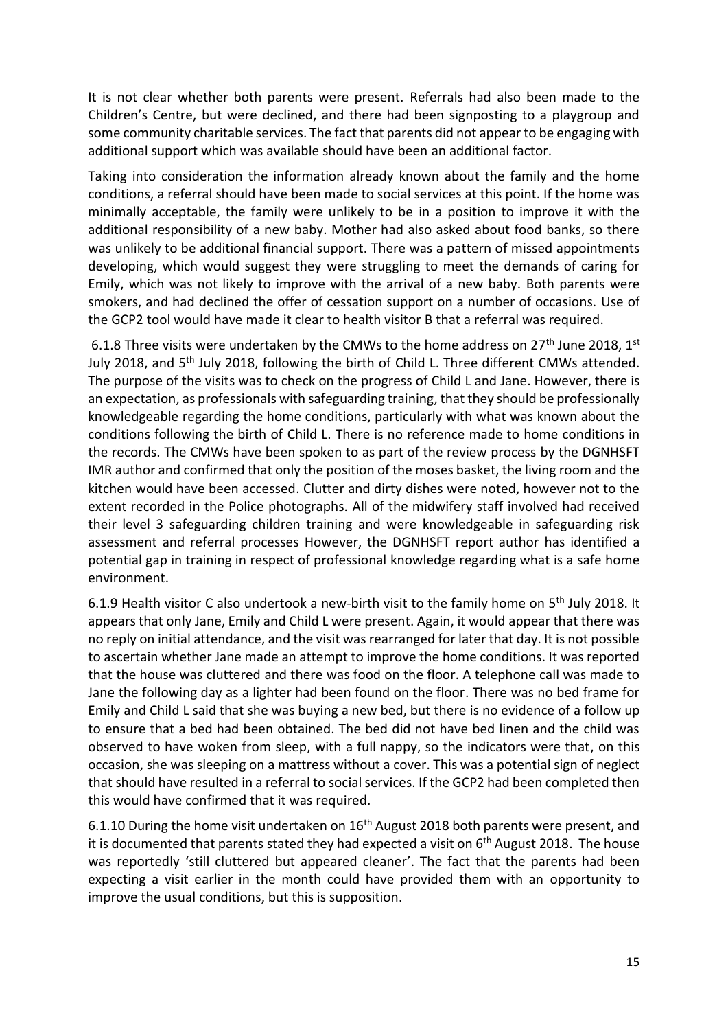It is not clear whether both parents were present. Referrals had also been made to the Children's Centre, but were declined, and there had been signposting to a playgroup and some community charitable services. The fact that parents did not appear to be engaging with additional support which was available should have been an additional factor.

Taking into consideration the information already known about the family and the home conditions, a referral should have been made to social services at this point. If the home was minimally acceptable, the family were unlikely to be in a position to improve it with the additional responsibility of a new baby. Mother had also asked about food banks, so there was unlikely to be additional financial support. There was a pattern of missed appointments developing, which would suggest they were struggling to meet the demands of caring for Emily, which was not likely to improve with the arrival of a new baby. Both parents were smokers, and had declined the offer of cessation support on a number of occasions. Use of the GCP2 tool would have made it clear to health visitor B that a referral was required.

6.1.8 Three visits were undertaken by the CMWs to the home address on 27th June 2018, 1st July 2018, and 5th July 2018, following the birth of Child L. Three different CMWs attended. The purpose of the visits was to check on the progress of Child L and Jane. However, there is an expectation, as professionals with safeguarding training, that they should be professionally knowledgeable regarding the home conditions, particularly with what was known about the conditions following the birth of Child L. There is no reference made to home conditions in the records. The CMWs have been spoken to as part of the review process by the DGNHSFT IMR author and confirmed that only the position of the moses basket, the living room and the kitchen would have been accessed. Clutter and dirty dishes were noted, however not to the extent recorded in the Police photographs. All of the midwifery staff involved had received their level 3 safeguarding children training and were knowledgeable in safeguarding risk assessment and referral processes However, the DGNHSFT report author has identified a potential gap in training in respect of professional knowledge regarding what is a safe home environment.

6.1.9 Health visitor C also undertook a new-birth visit to the family home on 5th July 2018. It appears that only Jane, Emily and Child L were present. Again, it would appear that there was no reply on initial attendance, and the visit was rearranged for later that day. It is not possible to ascertain whether Jane made an attempt to improve the home conditions. It was reported that the house was cluttered and there was food on the floor. A telephone call was made to Jane the following day as a lighter had been found on the floor. There was no bed frame for Emily and Child L said that she was buying a new bed, but there is no evidence of a follow up to ensure that a bed had been obtained. The bed did not have bed linen and the child was observed to have woken from sleep, with a full nappy, so the indicators were that, on this occasion, she was sleeping on a mattress without a cover. This was a potential sign of neglect that should have resulted in a referral to social services. If the GCP2 had been completed then this would have confirmed that it was required.

6.1.10 During the home visit undertaken on 16th August 2018 both parents were present, and it is documented that parents stated they had expected a visit on 6th August 2018. The house was reportedly 'still cluttered but appeared cleaner'. The fact that the parents had been expecting a visit earlier in the month could have provided them with an opportunity to improve the usual conditions, but this is supposition.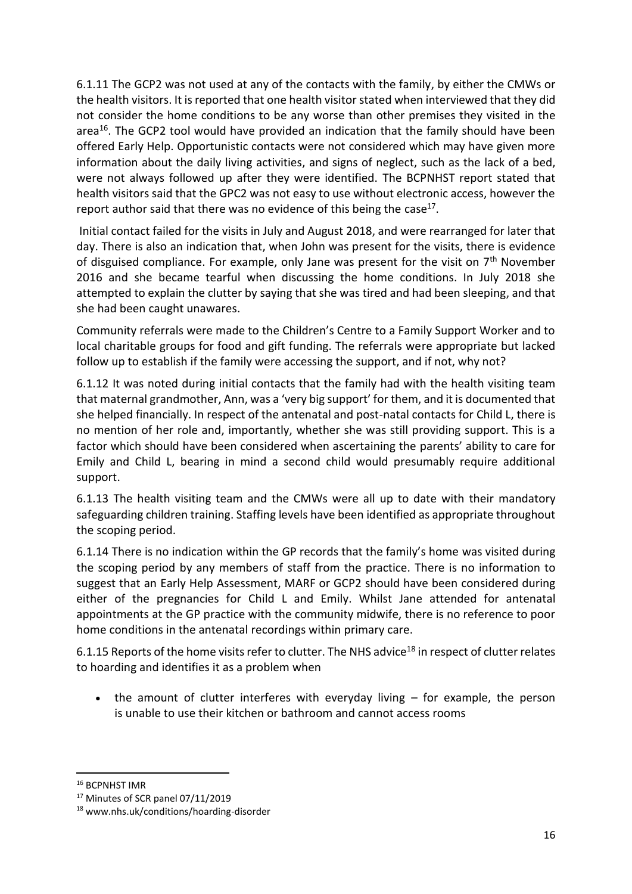6.1.11 The GCP2 was not used at any of the contacts with the family, by either the CMWs or the health visitors. It is reported that one health visitor stated when interviewed that they did not consider the home conditions to be any worse than other premises they visited in the area[16]. The GCP2 tool would have provided an indication that the family should have been offered Early Help. Opportunistic contacts were not considered which may have given more information about the daily living activities, and signs of neglect, such as the lack of a bed, were not always followed up after they were identified. The BCPNHST report stated that health visitors said that the GPC2 was not easy to use without electronic access, however the report author said that there was no evidence of this being the case[17].

Initial contact failed for the visits in July and August 2018, and were rearranged for later that day. There is also an indication that, when John was present for the visits, there is evidence of disguised compliance. For example, only Jane was present for the visit on 7th November 2016 and she became tearful when discussing the home conditions. In July 2018 she attempted to explain the clutter by saying that she was tired and had been sleeping, and that she had been caught unawares.

Community referrals were made to the Children's Centre to a Family Support Worker and to local charitable groups for food and gift funding. The referrals were appropriate but lacked follow up to establish if the family were accessing the support, and if not, why not?

6.1.12 It was noted during initial contacts that the family had with the health visiting team that maternal grandmother, Ann, was a 'very big support' for them, and it is documented that she helped financially. In respect of the antenatal and post-natal contacts for Child L, there is no mention of her role and, importantly, whether she was still providing support. This is a factor which should have been considered when ascertaining the parents' ability to care for Emily and Child L, bearing in mind a second child would presumably require additional support.

6.1.13 The health visiting team and the CMWs were all up to date with their mandatory safeguarding children training. Staffing levels have been identified as appropriate throughout the scoping period.

6.1.14 There is no indication within the GP records that the family's home was visited during the scoping period by any members of staff from the practice. There is no information to suggest that an Early Help Assessment, MARF or GCP2 should have been considered during either of the pregnancies for Child L and Emily. Whilst Jane attended for antenatal appointments at the GP practice with the community midwife, there is no reference to poor home conditions in the antenatal recordings within primary care.

6.1.15 Reports of the home visits refer to clutter. The NHS advice[18] in respect of clutter relates to hoarding and identifies it as a problem when

- the amount of clutter interferes with everyday living – for example, the person is unable to use their kitchen or bathroom and cannot access rooms

---

[16] BCPNHST IMR

[17] Minutes of SCR panel 07/11/2019

[18] www.nhs.uk/conditions/hoarding-disorder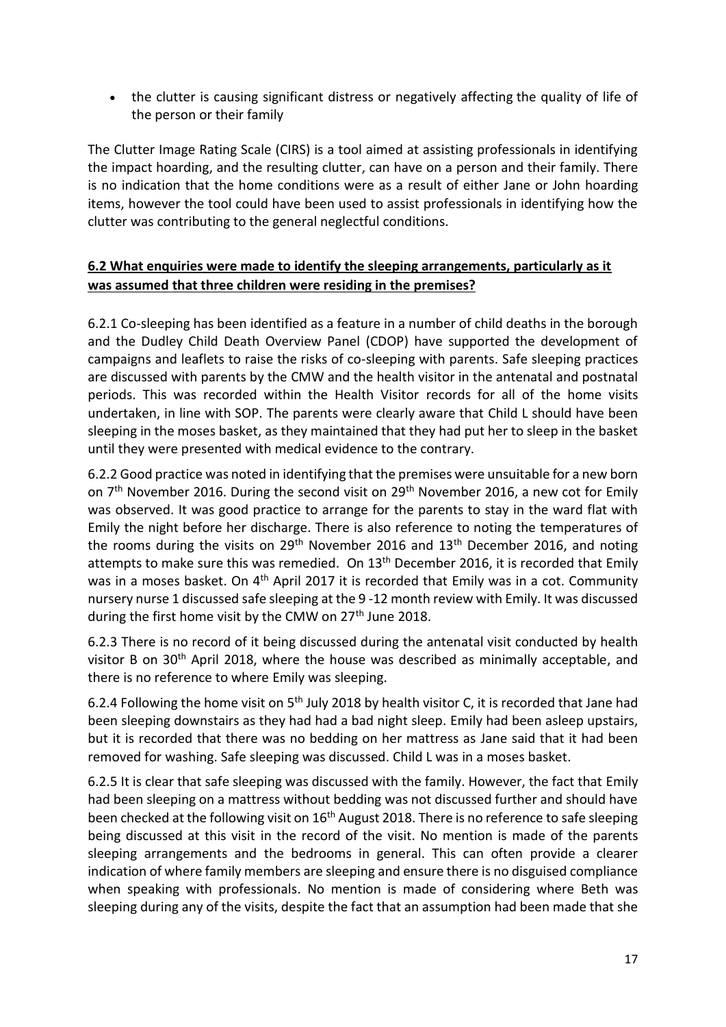- the clutter is causing significant distress or negatively affecting the quality of life of the person or their family

The Clutter Image Rating Scale (CIRS) is a tool aimed at assisting professionals in identifying the impact hoarding, and the resulting clutter, can have on a person and their family. There is no indication that the home conditions were as a result of either Jane or John hoarding items, however the tool could have been used to assist professionals in identifying how the clutter was contributing to the general neglectful conditions.

## 6.2 What enquiries were made to identify the sleeping arrangements, particularly as it was assumed that three children were residing in the premises?

6.2.1 Co-sleeping has been identified as a feature in a number of child deaths in the borough and the Dudley Child Death Overview Panel (CDOP) have supported the development of campaigns and leaflets to raise the risks of co-sleeping with parents. Safe sleeping practices are discussed with parents by the CMW and the health visitor in the antenatal and postnatal periods. This was recorded within the Health Visitor records for all of the home visits undertaken, in line with SOP. The parents were clearly aware that Child L should have been sleeping in the moses basket, as they maintained that they had put her to sleep in the basket until they were presented with medical evidence to the contrary.

6.2.2 Good practice was noted in identifying that the premises were unsuitable for a new born on 7th November 2016. During the second visit on 29th November 2016, a new cot for Emily was observed. It was good practice to arrange for the parents to stay in the ward flat with Emily the night before her discharge. There is also reference to noting the temperatures of the rooms during the visits on 29th November 2016 and 13th December 2016, and noting attempts to make sure this was remedied. On 13th December 2016, it is recorded that Emily was in a moses basket. On 4th April 2017 it is recorded that Emily was in a cot. Community nursery nurse 1 discussed safe sleeping at the 9 -12 month review with Emily. It was discussed during the first home visit by the CMW on 27th June 2018.

6.2.3 There is no record of it being discussed during the antenatal visit conducted by health visitor B on 30th April 2018, where the house was described as minimally acceptable, and there is no reference to where Emily was sleeping.

6.2.4 Following the home visit on 5th July 2018 by health visitor C, it is recorded that Jane had been sleeping downstairs as they had had a bad night sleep. Emily had been asleep upstairs, but it is recorded that there was no bedding on her mattress as Jane said that it had been removed for washing. Safe sleeping was discussed. Child L was in a moses basket.

6.2.5 It is clear that safe sleeping was discussed with the family. However, the fact that Emily had been sleeping on a mattress without bedding was not discussed further and should have been checked at the following visit on 16th August 2018. There is no reference to safe sleeping being discussed at this visit in the record of the visit. No mention is made of the parents sleeping arrangements and the bedrooms in general. This can often provide a clearer indication of where family members are sleeping and ensure there is no disguised compliance when speaking with professionals. No mention is made of considering where Beth was sleeping during any of the visits, despite the fact that an assumption had been made that she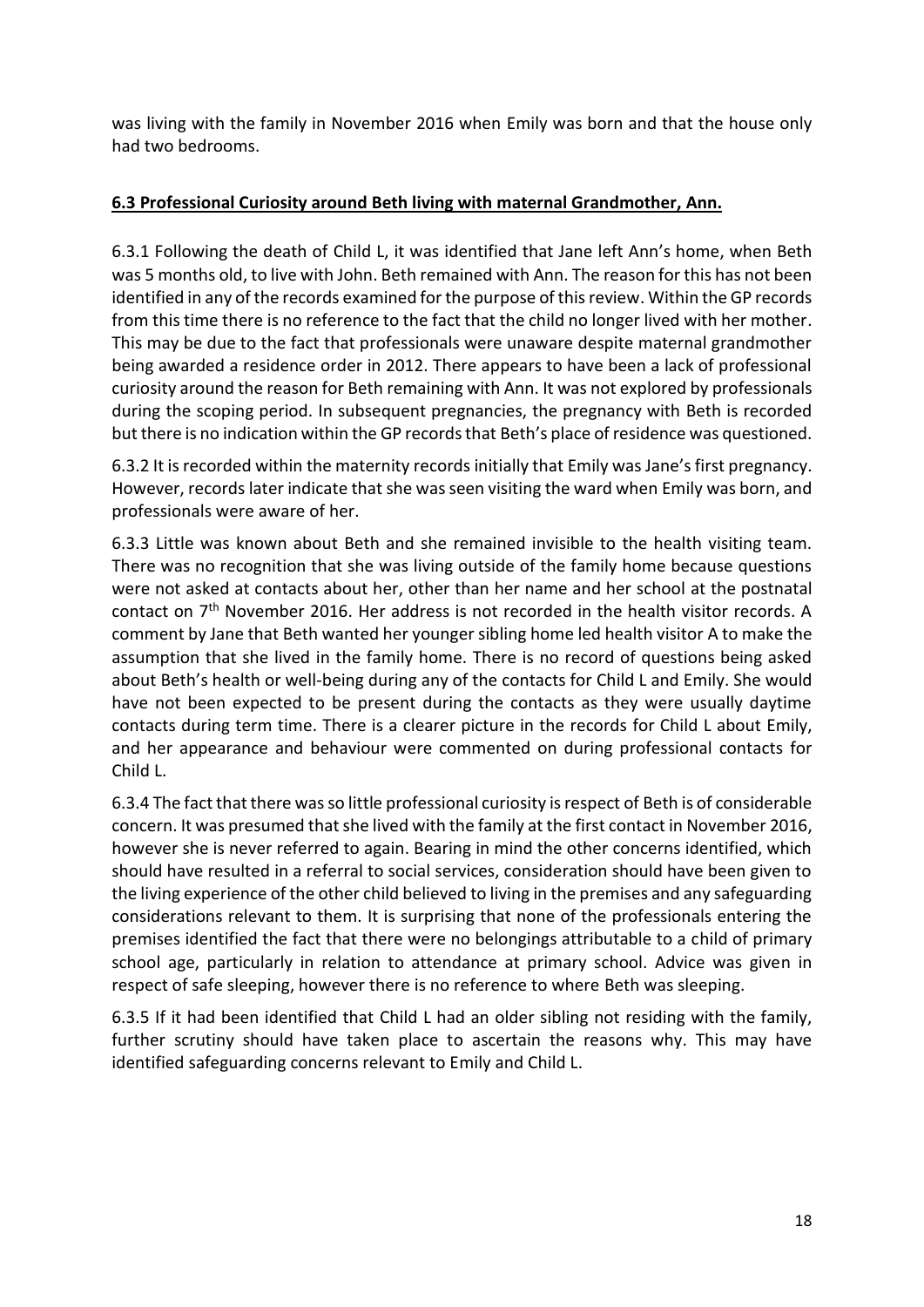was living with the family in November 2016 when Emily was born and that the house only had two bedrooms.

**6.3 Professional Curiosity around Beth living with maternal Grandmother, Ann.**

6.3.1 Following the death of Child L, it was identified that Jane left Ann's home, when Beth was 5 months old, to live with John. Beth remained with Ann. The reason for this has not been identified in any of the records examined for the purpose of this review. Within the GP records from this time there is no reference to the fact that the child no longer lived with her mother. This may be due to the fact that professionals were unaware despite maternal grandmother being awarded a residence order in 2012. There appears to have been a lack of professional curiosity around the reason for Beth remaining with Ann. It was not explored by professionals during the scoping period. In subsequent pregnancies, the pregnancy with Beth is recorded but there is no indication within the GP records that Beth's place of residence was questioned.

6.3.2 It is recorded within the maternity records initially that Emily was Jane's first pregnancy. However, records later indicate that she was seen visiting the ward when Emily was born, and professionals were aware of her.

6.3.3 Little was known about Beth and she remained invisible to the health visiting team. There was no recognition that she was living outside of the family home because questions were not asked at contacts about her, other than her name and her school at the postnatal contact on 7th November 2016. Her address is not recorded in the health visitor records. A comment by Jane that Beth wanted her younger sibling home led health visitor A to make the assumption that she lived in the family home. There is no record of questions being asked about Beth's health or well-being during any of the contacts for Child L and Emily. She would have not been expected to be present during the contacts as they were usually daytime contacts during term time. There is a clearer picture in the records for Child L about Emily, and her appearance and behaviour were commented on during professional contacts for Child L.

6.3.4 The fact that there was so little professional curiosity is respect of Beth is of considerable concern. It was presumed that she lived with the family at the first contact in November 2016, however she is never referred to again. Bearing in mind the other concerns identified, which should have resulted in a referral to social services, consideration should have been given to the living experience of the other child believed to living in the premises and any safeguarding considerations relevant to them. It is surprising that none of the professionals entering the premises identified the fact that there were no belongings attributable to a child of primary school age, particularly in relation to attendance at primary school. Advice was given in respect of safe sleeping, however there is no reference to where Beth was sleeping.

6.3.5 If it had been identified that Child L had an older sibling not residing with the family, further scrutiny should have taken place to ascertain the reasons why. This may have identified safeguarding concerns relevant to Emily and Child L.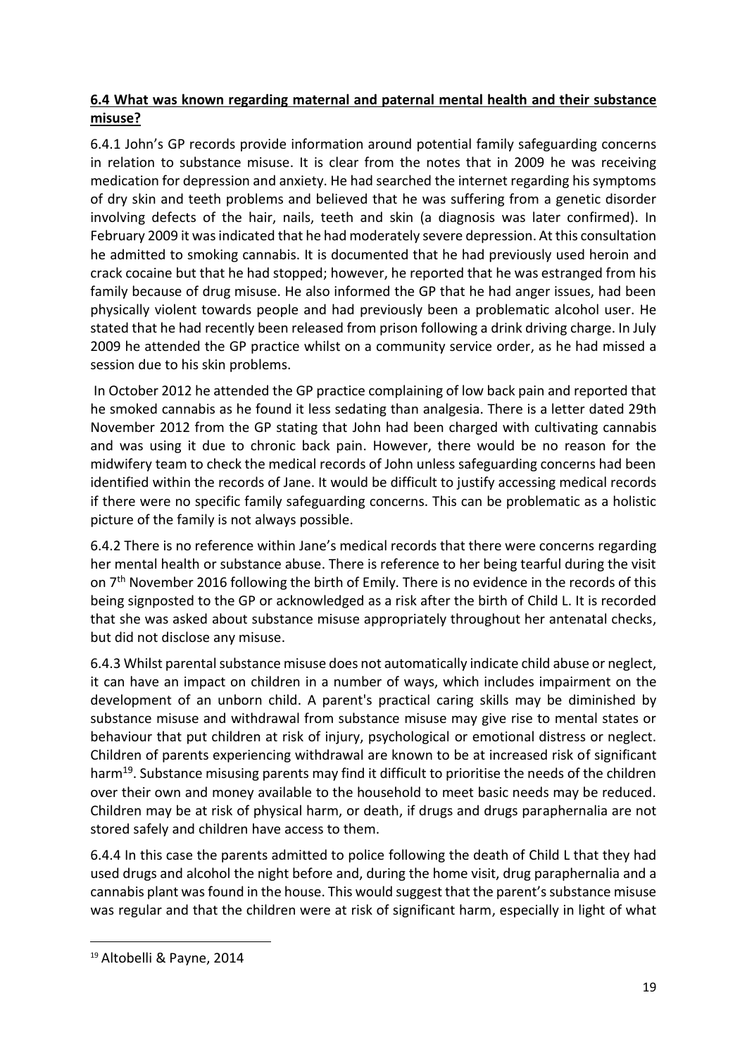**6.4 What was known regarding maternal and paternal mental health and their substance misuse?**

6.4.1 John's GP records provide information around potential family safeguarding concerns in relation to substance misuse. It is clear from the notes that in 2009 he was receiving medication for depression and anxiety. He had searched the internet regarding his symptoms of dry skin and teeth problems and believed that he was suffering from a genetic disorder involving defects of the hair, nails, teeth and skin (a diagnosis was later confirmed). In February 2009 it was indicated that he had moderately severe depression. At this consultation he admitted to smoking cannabis. It is documented that he had previously used heroin and crack cocaine but that he had stopped; however, he reported that he was estranged from his family because of drug misuse. He also informed the GP that he had anger issues, had been physically violent towards people and had previously been a problematic alcohol user. He stated that he had recently been released from prison following a drink driving charge. In July 2009 he attended the GP practice whilst on a community service order, as he had missed a session due to his skin problems.

In October 2012 he attended the GP practice complaining of low back pain and reported that he smoked cannabis as he found it less sedating than analgesia. There is a letter dated 29th November 2012 from the GP stating that John had been charged with cultivating cannabis and was using it due to chronic back pain. However, there would be no reason for the midwifery team to check the medical records of John unless safeguarding concerns had been identified within the records of Jane. It would be difficult to justify accessing medical records if there were no specific family safeguarding concerns. This can be problematic as a holistic picture of the family is not always possible.

6.4.2 There is no reference within Jane's medical records that there were concerns regarding her mental health or substance abuse. There is reference to her being tearful during the visit on 7th November 2016 following the birth of Emily. There is no evidence in the records of this being signposted to the GP or acknowledged as a risk after the birth of Child L. It is recorded that she was asked about substance misuse appropriately throughout her antenatal checks, but did not disclose any misuse.

6.4.3 Whilst parental substance misuse does not automatically indicate child abuse or neglect, it can have an impact on children in a number of ways, which includes impairment on the development of an unborn child. A parent's practical caring skills may be diminished by substance misuse and withdrawal from substance misuse may give rise to mental states or behaviour that put children at risk of injury, psychological or emotional distress or neglect. Children of parents experiencing withdrawal are known to be at increased risk of significant harm[19]. Substance misusing parents may find it difficult to prioritise the needs of the children over their own and money available to the household to meet basic needs may be reduced. Children may be at risk of physical harm, or death, if drugs and drugs paraphernalia are not stored safely and children have access to them.

6.4.4 In this case the parents admitted to police following the death of Child L that they had used drugs and alcohol the night before and, during the home visit, drug paraphernalia and a cannabis plant was found in the house. This would suggest that the parent's substance misuse was regular and that the children were at risk of significant harm, especially in light of what

[19] Altobelli & Payne, 2014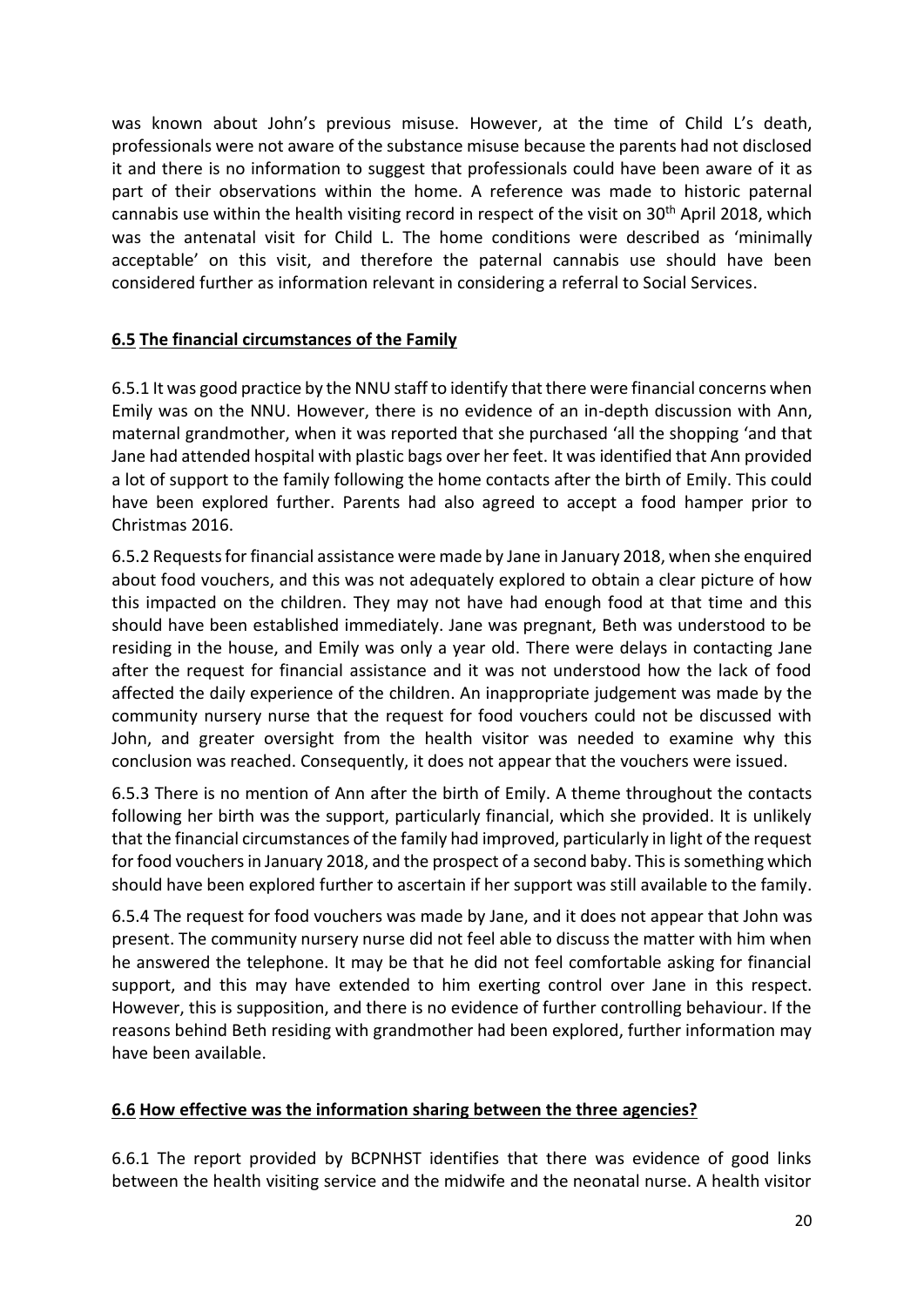was known about John's previous misuse. However, at the time of Child L's death, professionals were not aware of the substance misuse because the parents had not disclosed it and there is no information to suggest that professionals could have been aware of it as part of their observations within the home. A reference was made to historic paternal cannabis use within the health visiting record in respect of the visit on 30th April 2018, which was the antenatal visit for Child L. The home conditions were described as 'minimally acceptable' on this visit, and therefore the paternal cannabis use should have been considered further as information relevant in considering a referral to Social Services.

## **6.5 The financial circumstances of the Family**

6.5.1 It was good practice by the NNU staff to identify that there were financial concerns when Emily was on the NNU. However, there is no evidence of an in-depth discussion with Ann, maternal grandmother, when it was reported that she purchased 'all the shopping 'and that Jane had attended hospital with plastic bags over her feet. It was identified that Ann provided a lot of support to the family following the home contacts after the birth of Emily. This could have been explored further. Parents had also agreed to accept a food hamper prior to Christmas 2016.

6.5.2 Requests for financial assistance were made by Jane in January 2018, when she enquired about food vouchers, and this was not adequately explored to obtain a clear picture of how this impacted on the children. They may not have had enough food at that time and this should have been established immediately. Jane was pregnant, Beth was understood to be residing in the house, and Emily was only a year old. There were delays in contacting Jane after the request for financial assistance and it was not understood how the lack of food affected the daily experience of the children. An inappropriate judgement was made by the community nursery nurse that the request for food vouchers could not be discussed with John, and greater oversight from the health visitor was needed to examine why this conclusion was reached. Consequently, it does not appear that the vouchers were issued.

6.5.3 There is no mention of Ann after the birth of Emily. A theme throughout the contacts following her birth was the support, particularly financial, which she provided. It is unlikely that the financial circumstances of the family had improved, particularly in light of the request for food vouchers in January 2018, and the prospect of a second baby. This is something which should have been explored further to ascertain if her support was still available to the family.

6.5.4 The request for food vouchers was made by Jane, and it does not appear that John was present. The community nursery nurse did not feel able to discuss the matter with him when he answered the telephone. It may be that he did not feel comfortable asking for financial support, and this may have extended to him exerting control over Jane in this respect. However, this is supposition, and there is no evidence of further controlling behaviour. If the reasons behind Beth residing with grandmother had been explored, further information may have been available.

## **6.6 How effective was the information sharing between the three agencies?**

6.6.1 The report provided by BCPNHST identifies that there was evidence of good links between the health visiting service and the midwife and the neonatal nurse. A health visitor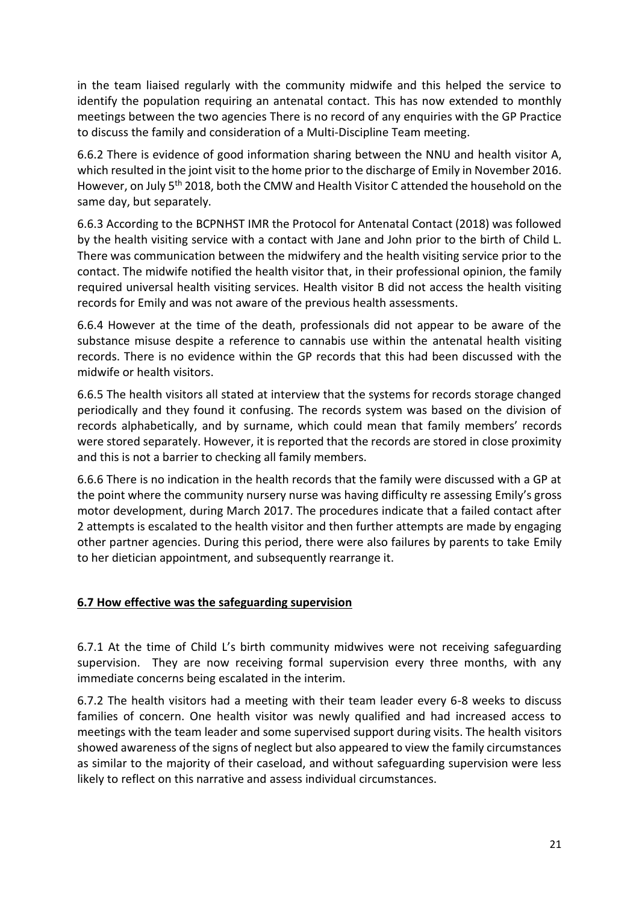in the team liaised regularly with the community midwife and this helped the service to identify the population requiring an antenatal contact. This has now extended to monthly meetings between the two agencies There is no record of any enquiries with the GP Practice to discuss the family and consideration of a Multi-Discipline Team meeting.

6.6.2 There is evidence of good information sharing between the NNU and health visitor A, which resulted in the joint visit to the home prior to the discharge of Emily in November 2016. However, on July 5th 2018, both the CMW and Health Visitor C attended the household on the same day, but separately.

6.6.3 According to the BCPNHST IMR the Protocol for Antenatal Contact (2018) was followed by the health visiting service with a contact with Jane and John prior to the birth of Child L. There was communication between the midwifery and the health visiting service prior to the contact. The midwife notified the health visitor that, in their professional opinion, the family required universal health visiting services. Health visitor B did not access the health visiting records for Emily and was not aware of the previous health assessments.

6.6.4 However at the time of the death, professionals did not appear to be aware of the substance misuse despite a reference to cannabis use within the antenatal health visiting records. There is no evidence within the GP records that this had been discussed with the midwife or health visitors.

6.6.5 The health visitors all stated at interview that the systems for records storage changed periodically and they found it confusing. The records system was based on the division of records alphabetically, and by surname, which could mean that family members' records were stored separately. However, it is reported that the records are stored in close proximity and this is not a barrier to checking all family members.

6.6.6 There is no indication in the health records that the family were discussed with a GP at the point where the community nursery nurse was having difficulty re assessing Emily's gross motor development, during March 2017. The procedures indicate that a failed contact after 2 attempts is escalated to the health visitor and then further attempts are made by engaging other partner agencies. During this period, there were also failures by parents to take Emily to her dietician appointment, and subsequently rearrange it.

## **6.7 How effective was the safeguarding supervision**

6.7.1 At the time of Child L's birth community midwives were not receiving safeguarding supervision. They are now receiving formal supervision every three months, with any immediate concerns being escalated in the interim.

6.7.2 The health visitors had a meeting with their team leader every 6-8 weeks to discuss families of concern. One health visitor was newly qualified and had increased access to meetings with the team leader and some supervised support during visits. The health visitors showed awareness of the signs of neglect but also appeared to view the family circumstances as similar to the majority of their caseload, and without safeguarding supervision were less likely to reflect on this narrative and assess individual circumstances.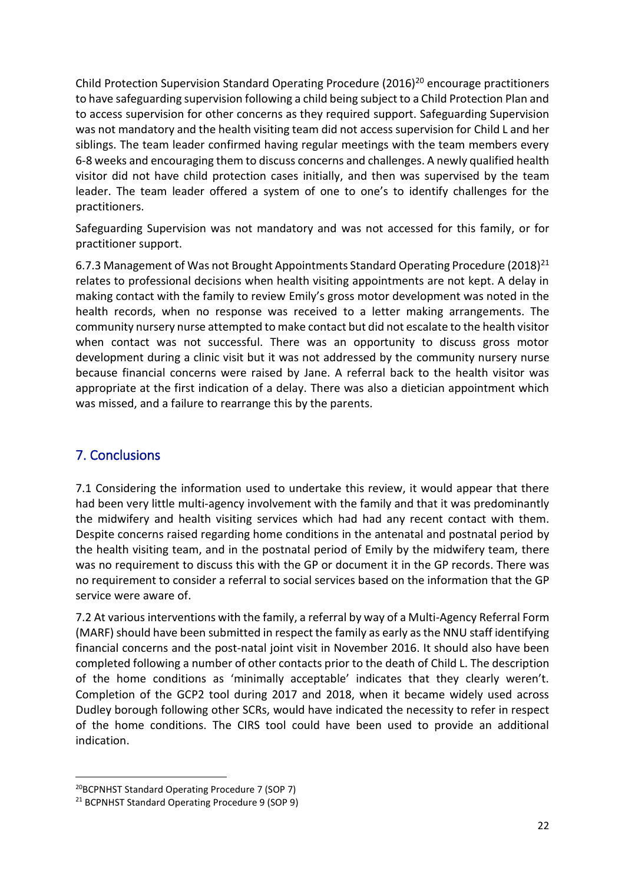Child Protection Supervision Standard Operating Procedure (2016)[20] encourage practitioners to have safeguarding supervision following a child being subject to a Child Protection Plan and to access supervision for other concerns as they required support. Safeguarding Supervision was not mandatory and the health visiting team did not access supervision for Child L and her siblings. The team leader confirmed having regular meetings with the team members every 6-8 weeks and encouraging them to discuss concerns and challenges. A newly qualified health visitor did not have child protection cases initially, and then was supervised by the team leader. The team leader offered a system of one to one's to identify challenges for the practitioners.

Safeguarding Supervision was not mandatory and was not accessed for this family, or for practitioner support.

6.7.3 Management of Was not Brought Appointments Standard Operating Procedure (2018)[21] relates to professional decisions when health visiting appointments are not kept. A delay in making contact with the family to review Emily's gross motor development was noted in the health records, when no response was received to a letter making arrangements. The community nursery nurse attempted to make contact but did not escalate to the health visitor when contact was not successful. There was an opportunity to discuss gross motor development during a clinic visit but it was not addressed by the community nursery nurse because financial concerns were raised by Jane. A referral back to the health visitor was appropriate at the first indication of a delay. There was also a dietician appointment which was missed, and a failure to rearrange this by the parents.

## 7. Conclusions

7.1 Considering the information used to undertake this review, it would appear that there had been very little multi-agency involvement with the family and that it was predominantly the midwifery and health visiting services which had had any recent contact with them. Despite concerns raised regarding home conditions in the antenatal and postnatal period by the health visiting team, and in the postnatal period of Emily by the midwifery team, there was no requirement to discuss this with the GP or document it in the GP records. There was no requirement to consider a referral to social services based on the information that the GP service were aware of.

7.2 At various interventions with the family, a referral by way of a Multi-Agency Referral Form (MARF) should have been submitted in respect the family as early as the NNU staff identifying financial concerns and the post-natal joint visit in November 2016. It should also have been completed following a number of other contacts prior to the death of Child L. The description of the home conditions as 'minimally acceptable' indicates that they clearly weren't. Completion of the GCP2 tool during 2017 and 2018, when it became widely used across Dudley borough following other SCRs, would have indicated the necessity to refer in respect of the home conditions. The CIRS tool could have been used to provide an additional indication.

---

[20] BCPNHST Standard Operating Procedure 7 (SOP 7)

[21] BCPNHST Standard Operating Procedure 9 (SOP 9)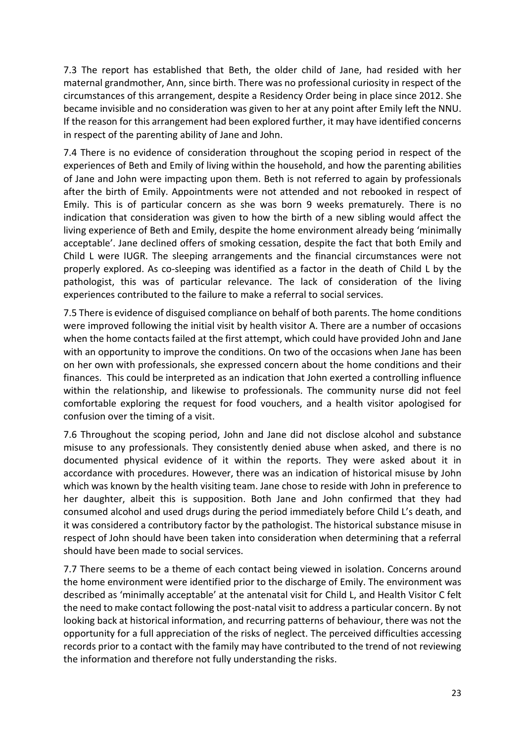7.3 The report has established that Beth, the older child of Jane, had resided with her maternal grandmother, Ann, since birth. There was no professional curiosity in respect of the circumstances of this arrangement, despite a Residency Order being in place since 2012. She became invisible and no consideration was given to her at any point after Emily left the NNU. If the reason for this arrangement had been explored further, it may have identified concerns in respect of the parenting ability of Jane and John.

7.4 There is no evidence of consideration throughout the scoping period in respect of the experiences of Beth and Emily of living within the household, and how the parenting abilities of Jane and John were impacting upon them. Beth is not referred to again by professionals after the birth of Emily. Appointments were not attended and not rebooked in respect of Emily. This is of particular concern as she was born 9 weeks prematurely. There is no indication that consideration was given to how the birth of a new sibling would affect the living experience of Beth and Emily, despite the home environment already being 'minimally acceptable'. Jane declined offers of smoking cessation, despite the fact that both Emily and Child L were IUGR. The sleeping arrangements and the financial circumstances were not properly explored. As co-sleeping was identified as a factor in the death of Child L by the pathologist, this was of particular relevance. The lack of consideration of the living experiences contributed to the failure to make a referral to social services.

7.5 There is evidence of disguised compliance on behalf of both parents. The home conditions were improved following the initial visit by health visitor A. There are a number of occasions when the home contacts failed at the first attempt, which could have provided John and Jane with an opportunity to improve the conditions. On two of the occasions when Jane has been on her own with professionals, she expressed concern about the home conditions and their finances. This could be interpreted as an indication that John exerted a controlling influence within the relationship, and likewise to professionals. The community nurse did not feel comfortable exploring the request for food vouchers, and a health visitor apologised for confusion over the timing of a visit.

7.6 Throughout the scoping period, John and Jane did not disclose alcohol and substance misuse to any professionals. They consistently denied abuse when asked, and there is no documented physical evidence of it within the reports. They were asked about it in accordance with procedures. However, there was an indication of historical misuse by John which was known by the health visiting team. Jane chose to reside with John in preference to her daughter, albeit this is supposition. Both Jane and John confirmed that they had consumed alcohol and used drugs during the period immediately before Child L's death, and it was considered a contributory factor by the pathologist. The historical substance misuse in respect of John should have been taken into consideration when determining that a referral should have been made to social services.

7.7 There seems to be a theme of each contact being viewed in isolation. Concerns around the home environment were identified prior to the discharge of Emily. The environment was described as 'minimally acceptable' at the antenatal visit for Child L, and Health Visitor C felt the need to make contact following the post-natal visit to address a particular concern. By not looking back at historical information, and recurring patterns of behaviour, there was not the opportunity for a full appreciation of the risks of neglect. The perceived difficulties accessing records prior to a contact with the family may have contributed to the trend of not reviewing the information and therefore not fully understanding the risks.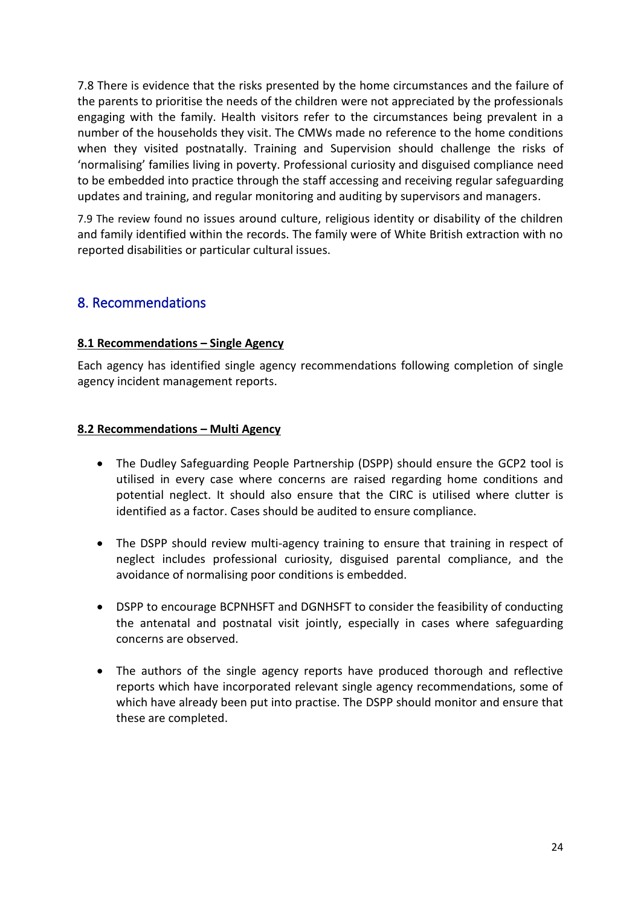7.8 There is evidence that the risks presented by the home circumstances and the failure of the parents to prioritise the needs of the children were not appreciated by the professionals engaging with the family. Health visitors refer to the circumstances being prevalent in a number of the households they visit. The CMWs made no reference to the home conditions when they visited postnatally. Training and Supervision should challenge the risks of 'normalising' families living in poverty. Professional curiosity and disguised compliance need to be embedded into practice through the staff accessing and receiving regular safeguarding updates and training, and regular monitoring and auditing by supervisors and managers.

7.9 The review found no issues around culture, religious identity or disability of the children and family identified within the records. The family were of White British extraction with no reported disabilities or particular cultural issues.

## 8. Recommendations

### 8.1 Recommendations – Single Agency

Each agency has identified single agency recommendations following completion of single agency incident management reports.

### 8.2 Recommendations – Multi Agency

- The Dudley Safeguarding People Partnership (DSPP) should ensure the GCP2 tool is utilised in every case where concerns are raised regarding home conditions and potential neglect. It should also ensure that the CIRC is utilised where clutter is identified as a factor. Cases should be audited to ensure compliance.
- The DSPP should review multi-agency training to ensure that training in respect of neglect includes professional curiosity, disguised parental compliance, and the avoidance of normalising poor conditions is embedded.
- DSPP to encourage BCPNHSFT and DGNHSFT to consider the feasibility of conducting the antenatal and postnatal visit jointly, especially in cases where safeguarding concerns are observed.
- The authors of the single agency reports have produced thorough and reflective reports which have incorporated relevant single agency recommendations, some of which have already been put into practise. The DSPP should monitor and ensure that these are completed.